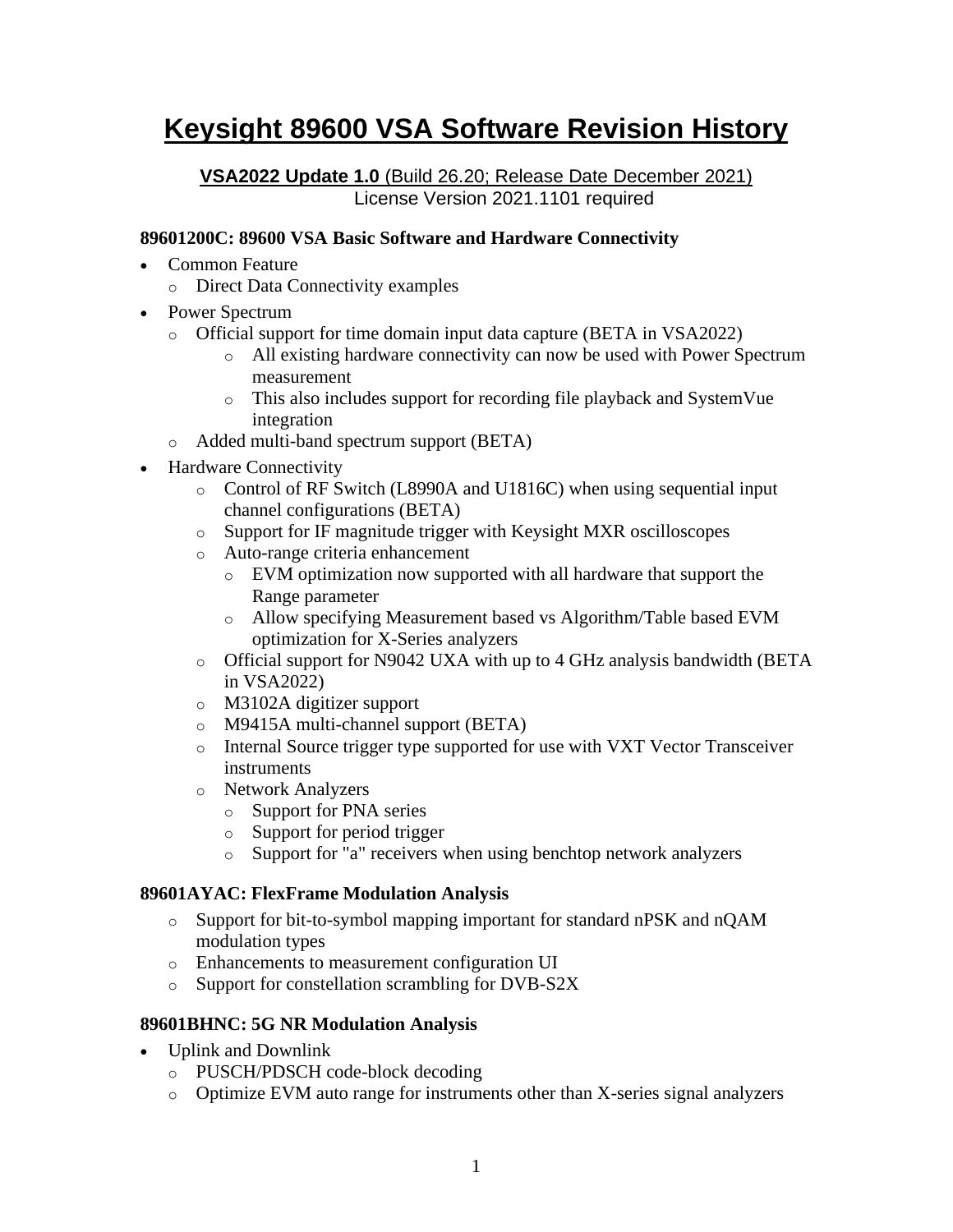# Keysight 89600 VSA Software Revision History

**VSA2022 Update 1.0** (Build 26.20; Release Date December 2021)
License Version 2021.1101 required

### 89601200C: 89600 VSA Basic Software and Hardware Connectivity

- Common Feature
  - Direct Data Connectivity examples
- Power Spectrum
  - Official support for time domain input data capture (BETA in VSA2022)
    - All existing hardware connectivity can now be used with Power Spectrum measurement
    - This also includes support for recording file playback and SystemVue integration
  - Added multi-band spectrum support (BETA)
- Hardware Connectivity
  - Control of RF Switch (L8990A and U1816C) when using sequential input channel configurations (BETA)
  - Support for IF magnitude trigger with Keysight MXR oscilloscopes
  - Auto-range criteria enhancement
    - EVM optimization now supported with all hardware that support the Range parameter
    - Allow specifying Measurement based vs Algorithm/Table based EVM optimization for X-Series analyzers
  - Official support for N9042 UXA with up to 4 GHz analysis bandwidth (BETA in VSA2022)
  - M3102A digitizer support
  - M9415A multi-channel support (BETA)
  - Internal Source trigger type supported for use with VXT Vector Transceiver instruments
  - Network Analyzers
    - Support for PNA series
    - Support for period trigger
    - Support for "a" receivers when using benchtop network analyzers

### 89601AYAC: FlexFrame Modulation Analysis

- Support for bit-to-symbol mapping important for standard nPSK and nQAM modulation types
- Enhancements to measurement configuration UI
- Support for constellation scrambling for DVB-S2X

### 89601BHNC: 5G NR Modulation Analysis

- Uplink and Downlink
  - PUSCH/PDSCH code-block decoding
  - Optimize EVM auto range for instruments other than X-series signal analyzers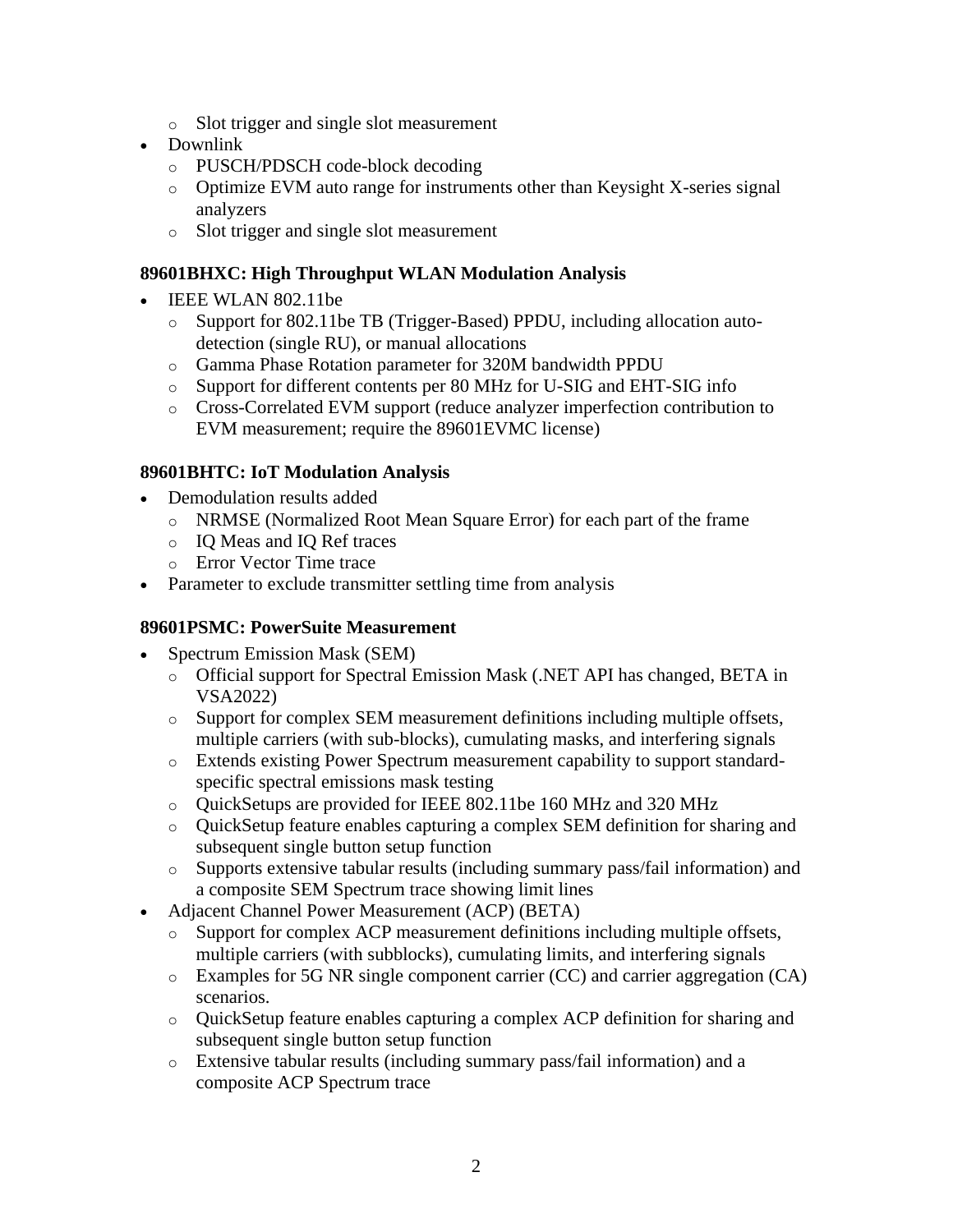- Slot trigger and single slot measurement
- Downlink
  - PUSCH/PDSCH code-block decoding
  - Optimize EVM auto range for instruments other than Keysight X-series signal analyzers
  - Slot trigger and single slot measurement

### 89601BHXC: High Throughput WLAN Modulation Analysis

- IEEE WLAN 802.11be
  - Support for 802.11be TB (Trigger-Based) PPDU, including allocation auto-detection (single RU), or manual allocations
  - Gamma Phase Rotation parameter for 320M bandwidth PPDU
  - Support for different contents per 80 MHz for U-SIG and EHT-SIG info
  - Cross-Correlated EVM support (reduce analyzer imperfection contribution to EVM measurement; require the 89601EVMC license)

### 89601BHTC: IoT Modulation Analysis

- Demodulation results added
  - NRMSE (Normalized Root Mean Square Error) for each part of the frame
  - IQ Meas and IQ Ref traces
  - Error Vector Time trace
- Parameter to exclude transmitter settling time from analysis

### 89601PSMC: PowerSuite Measurement

- Spectrum Emission Mask (SEM)
  - Official support for Spectral Emission Mask (.NET API has changed, BETA in VSA2022)
  - Support for complex SEM measurement definitions including multiple offsets, multiple carriers (with sub-blocks), cumulating masks, and interfering signals
  - Extends existing Power Spectrum measurement capability to support standard-specific spectral emissions mask testing
  - QuickSetups are provided for IEEE 802.11be 160 MHz and 320 MHz
  - QuickSetup feature enables capturing a complex SEM definition for sharing and subsequent single button setup function
  - Supports extensive tabular results (including summary pass/fail information) and a composite SEM Spectrum trace showing limit lines
- Adjacent Channel Power Measurement (ACP) (BETA)
  - Support for complex ACP measurement definitions including multiple offsets, multiple carriers (with subblocks), cumulating limits, and interfering signals
  - Examples for 5G NR single component carrier (CC) and carrier aggregation (CA) scenarios.
  - QuickSetup feature enables capturing a complex ACP definition for sharing and subsequent single button setup function
  - Extensive tabular results (including summary pass/fail information) and a composite ACP Spectrum trace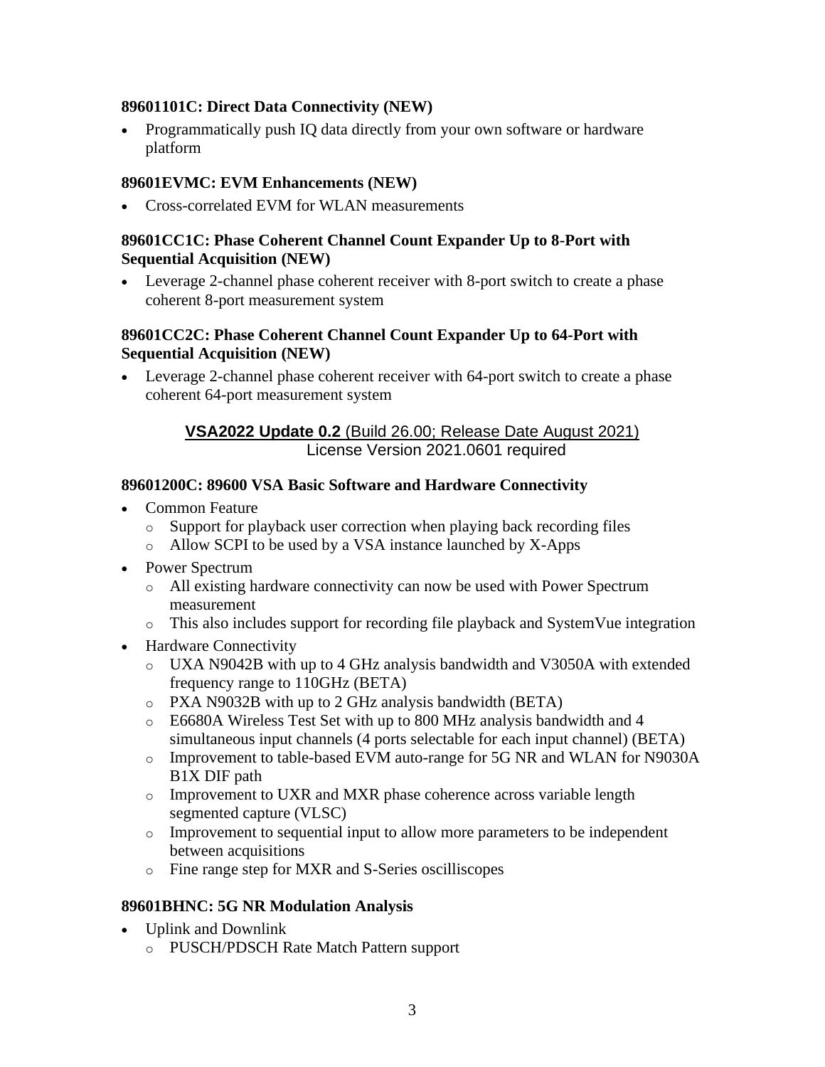### 89601101C: Direct Data Connectivity (NEW)

- Programmatically push IQ data directly from your own software or hardware platform

### 89601EVMC: EVM Enhancements (NEW)

- Cross-correlated EVM for WLAN measurements

### 89601CC1C: Phase Coherent Channel Count Expander Up to 8-Port with Sequential Acquisition (NEW)

- Leverage 2-channel phase coherent receiver with 8-port switch to create a phase coherent 8-port measurement system

### 89601CC2C: Phase Coherent Channel Count Expander Up to 64-Port with Sequential Acquisition (NEW)

- Leverage 2-channel phase coherent receiver with 64-port switch to create a phase coherent 64-port measurement system

## VSA2022 Update 0.2 (Build 26.00; Release Date August 2021)

License Version 2021.0601 required

### 89601200C: 89600 VSA Basic Software and Hardware Connectivity

- Common Feature
  - Support for playback user correction when playing back recording files
  - Allow SCPI to be used by a VSA instance launched by X-Apps
- Power Spectrum
  - All existing hardware connectivity can now be used with Power Spectrum measurement
  - This also includes support for recording file playback and SystemVue integration
- Hardware Connectivity
  - UXA N9042B with up to 4 GHz analysis bandwidth and V3050A with extended frequency range to 110GHz (BETA)
  - PXA N9032B with up to 2 GHz analysis bandwidth (BETA)
  - E6680A Wireless Test Set with up to 800 MHz analysis bandwidth and 4 simultaneous input channels (4 ports selectable for each input channel) (BETA)
  - Improvement to table-based EVM auto-range for 5G NR and WLAN for N9030A B1X DIF path
  - Improvement to UXR and MXR phase coherence across variable length segmented capture (VLSC)
  - Improvement to sequential input to allow more parameters to be independent between acquisitions
  - Fine range step for MXR and S-Series oscilliscopes

### 89601BHNC: 5G NR Modulation Analysis

- Uplink and Downlink
  - PUSCH/PDSCH Rate Match Pattern support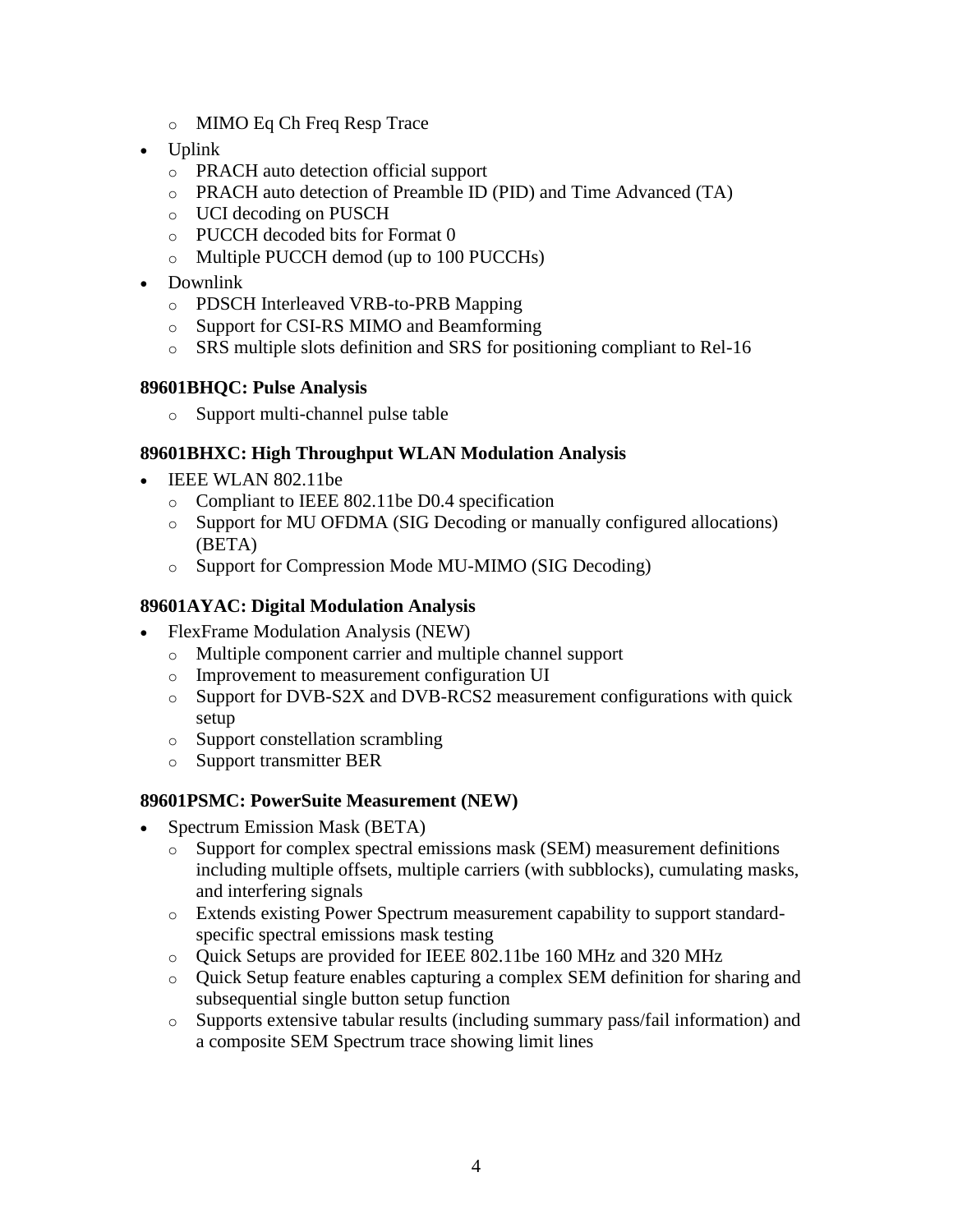- MIMO Eq Ch Freq Resp Trace
- Uplink
  - PRACH auto detection official support
  - PRACH auto detection of Preamble ID (PID) and Time Advanced (TA)
  - UCI decoding on PUSCH
  - PUCCH decoded bits for Format 0
  - Multiple PUCCH demod (up to 100 PUCCHs)
- Downlink
  - PDSCH Interleaved VRB-to-PRB Mapping
  - Support for CSI-RS MIMO and Beamforming
  - SRS multiple slots definition and SRS for positioning compliant to Rel-16

### 89601BHQC: Pulse Analysis

  - Support multi-channel pulse table

### 89601BHXC: High Throughput WLAN Modulation Analysis

- IEEE WLAN 802.11be
  - Compliant to IEEE 802.11be D0.4 specification
  - Support for MU OFDMA (SIG Decoding or manually configured allocations) (BETA)
  - Support for Compression Mode MU-MIMO (SIG Decoding)

### 89601AYAC: Digital Modulation Analysis

- FlexFrame Modulation Analysis (NEW)
  - Multiple component carrier and multiple channel support
  - Improvement to measurement configuration UI
  - Support for DVB-S2X and DVB-RCS2 measurement configurations with quick setup
  - Support constellation scrambling
  - Support transmitter BER

### 89601PSMC: PowerSuite Measurement (NEW)

- Spectrum Emission Mask (BETA)
  - Support for complex spectral emissions mask (SEM) measurement definitions including multiple offsets, multiple carriers (with subblocks), cumulating masks, and interfering signals
  - Extends existing Power Spectrum measurement capability to support standard-specific spectral emissions mask testing
  - Quick Setups are provided for IEEE 802.11be 160 MHz and 320 MHz
  - Quick Setup feature enables capturing a complex SEM definition for sharing and subsequential single button setup function
  - Supports extensive tabular results (including summary pass/fail information) and a composite SEM Spectrum trace showing limit lines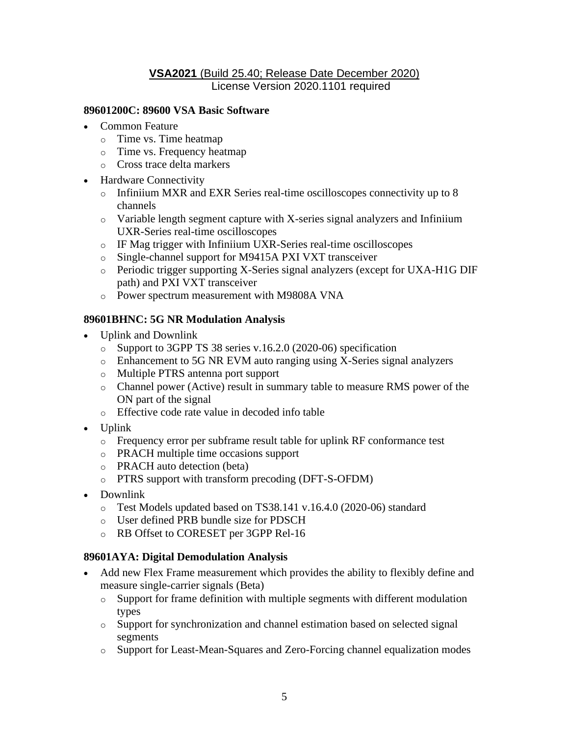## **VSA2021** (Build 25.40; Release Date December 2020)

License Version 2020.1101 required

### 89601200C: 89600 VSA Basic Software

- Common Feature
  - Time vs. Time heatmap
  - Time vs. Frequency heatmap
  - Cross trace delta markers
- Hardware Connectivity
  - Infiniium MXR and EXR Series real-time oscilloscopes connectivity up to 8 channels
  - Variable length segment capture with X-series signal analyzers and Infiniium UXR-Series real-time oscilloscopes
  - IF Mag trigger with Infiniium UXR-Series real-time oscilloscopes
  - Single-channel support for M9415A PXI VXT transceiver
  - Periodic trigger supporting X-Series signal analyzers (except for UXA-H1G DIF path) and PXI VXT transceiver
  - Power spectrum measurement with M9808A VNA

### 89601BHNC: 5G NR Modulation Analysis

- Uplink and Downlink
  - Support to 3GPP TS 38 series v.16.2.0 (2020-06) specification
  - Enhancement to 5G NR EVM auto ranging using X-Series signal analyzers
  - Multiple PTRS antenna port support
  - Channel power (Active) result in summary table to measure RMS power of the ON part of the signal
  - Effective code rate value in decoded info table
- Uplink
  - Frequency error per subframe result table for uplink RF conformance test
  - PRACH multiple time occasions support
  - PRACH auto detection (beta)
  - PTRS support with transform precoding (DFT-S-OFDM)
- Downlink
  - Test Models updated based on TS38.141 v.16.4.0 (2020-06) standard
  - User defined PRB bundle size for PDSCH
  - RB Offset to CORESET per 3GPP Rel-16

### 89601AYA: Digital Demodulation Analysis

- Add new Flex Frame measurement which provides the ability to flexibly define and measure single-carrier signals (Beta)
  - Support for frame definition with multiple segments with different modulation types
  - Support for synchronization and channel estimation based on selected signal segments
  - Support for Least-Mean-Squares and Zero-Forcing channel equalization modes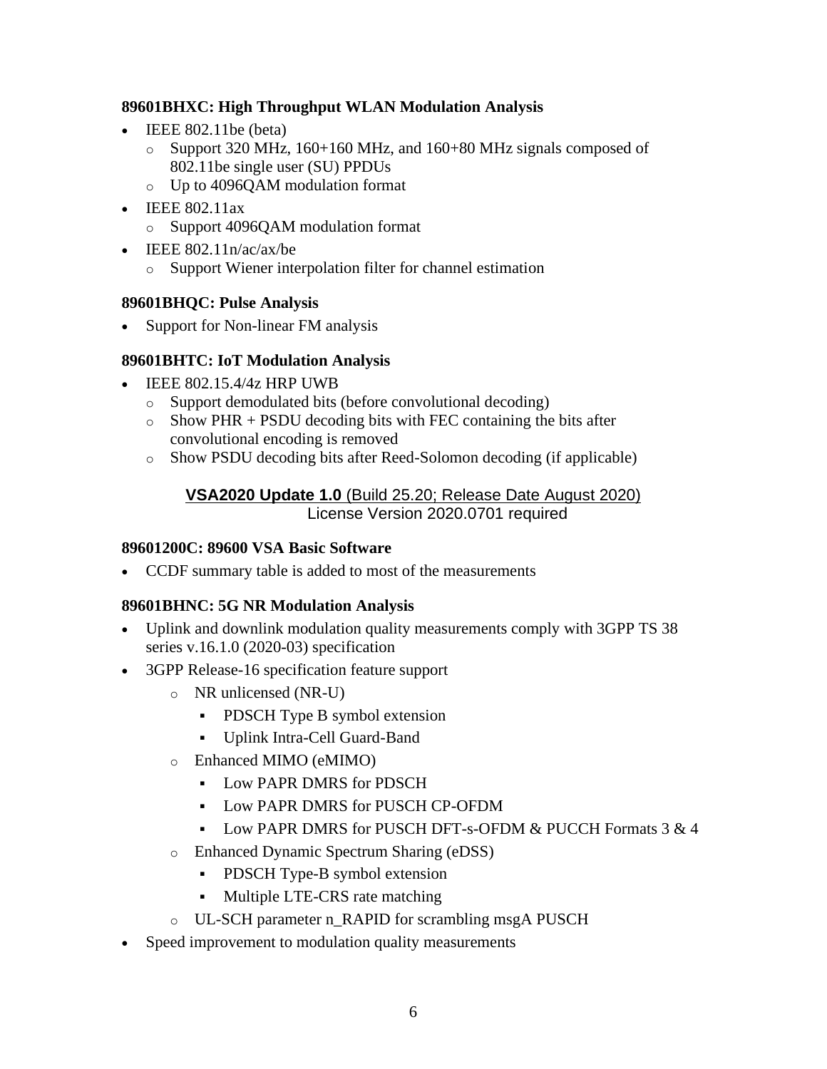### 89601BHXC: High Throughput WLAN Modulation Analysis

- IEEE 802.11be (beta)
  - Support 320 MHz, 160+160 MHz, and 160+80 MHz signals composed of 802.11be single user (SU) PPDUs
  - Up to 4096QAM modulation format
- IEEE 802.11ax
  - Support 4096QAM modulation format
- IEEE 802.11n/ac/ax/be
  - Support Wiener interpolation filter for channel estimation

### 89601BHQC: Pulse Analysis

- Support for Non-linear FM analysis

### 89601BHTC: IoT Modulation Analysis

- IEEE 802.15.4/4z HRP UWB
  - Support demodulated bits (before convolutional decoding)
  - Show PHR + PSDU decoding bits with FEC containing the bits after convolutional encoding is removed
  - Show PSDU decoding bits after Reed-Solomon decoding (if applicable)

## **VSA2020 Update 1.0** (Build 25.20; Release Date August 2020)
License Version 2020.0701 required

### 89601200C: 89600 VSA Basic Software

- CCDF summary table is added to most of the measurements

### 89601BHNC: 5G NR Modulation Analysis

- Uplink and downlink modulation quality measurements comply with 3GPP TS 38 series v.16.1.0 (2020-03) specification
- 3GPP Release-16 specification feature support
  - NR unlicensed (NR-U)
    - PDSCH Type B symbol extension
    - Uplink Intra-Cell Guard-Band
  - Enhanced MIMO (eMIMO)
    - Low PAPR DMRS for PDSCH
    - Low PAPR DMRS for PUSCH CP-OFDM
    - Low PAPR DMRS for PUSCH DFT-s-OFDM & PUCCH Formats 3 & 4
  - Enhanced Dynamic Spectrum Sharing (eDSS)
    - PDSCH Type-B symbol extension
    - Multiple LTE-CRS rate matching
  - UL-SCH parameter n_RAPID for scrambling msgA PUSCH
- Speed improvement to modulation quality measurements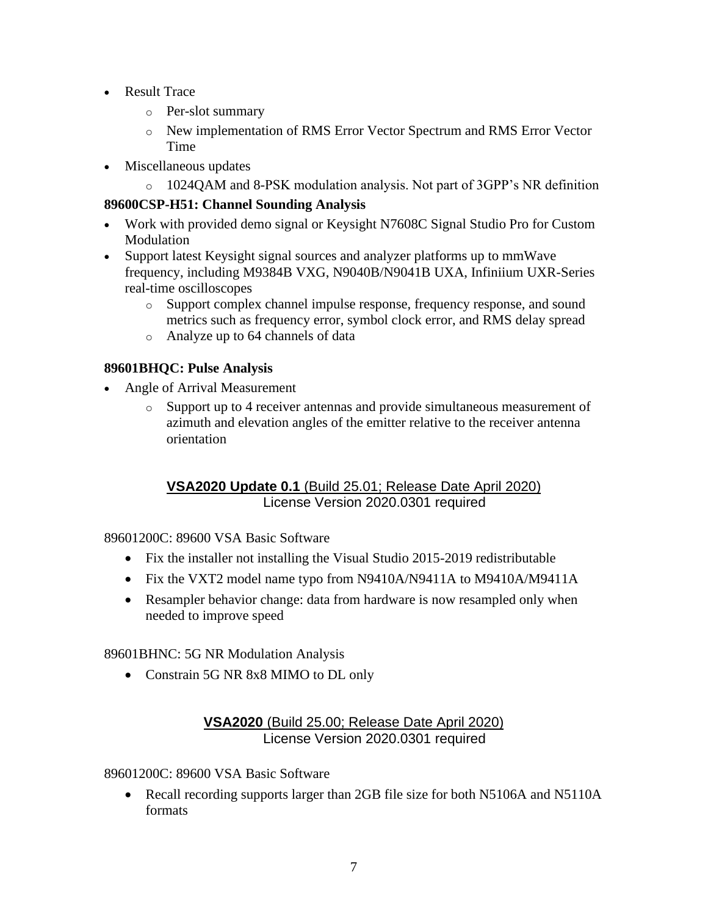- Result Trace
  - Per-slot summary
  - New implementation of RMS Error Vector Spectrum and RMS Error Vector Time
- Miscellaneous updates
  - 1024QAM and 8-PSK modulation analysis. Not part of 3GPP's NR definition

**89600CSP-H51: Channel Sounding Analysis**

- Work with provided demo signal or Keysight N7608C Signal Studio Pro for Custom Modulation
- Support latest Keysight signal sources and analyzer platforms up to mmWave frequency, including M9384B VXG, N9040B/N9041B UXA, Infiniium UXR-Series real-time oscilloscopes
  - Support complex channel impulse response, frequency response, and sound metrics such as frequency error, symbol clock error, and RMS delay spread
  - Analyze up to 64 channels of data

**89601BHQC: Pulse Analysis**

- Angle of Arrival Measurement
  - Support up to 4 receiver antennas and provide simultaneous measurement of azimuth and elevation angles of the emitter relative to the receiver antenna orientation

## **VSA2020 Update 0.1** (Build 25.01; Release Date April 2020)

License Version 2020.0301 required

89601200C: 89600 VSA Basic Software

- Fix the installer not installing the Visual Studio 2015-2019 redistributable
- Fix the VXT2 model name typo from N9410A/N9411A to M9410A/M9411A
- Resampler behavior change: data from hardware is now resampled only when needed to improve speed

89601BHNC: 5G NR Modulation Analysis

- Constrain 5G NR 8x8 MIMO to DL only

## **VSA2020** (Build 25.00; Release Date April 2020)

License Version 2020.0301 required

89601200C: 89600 VSA Basic Software

- Recall recording supports larger than 2GB file size for both N5106A and N5110A formats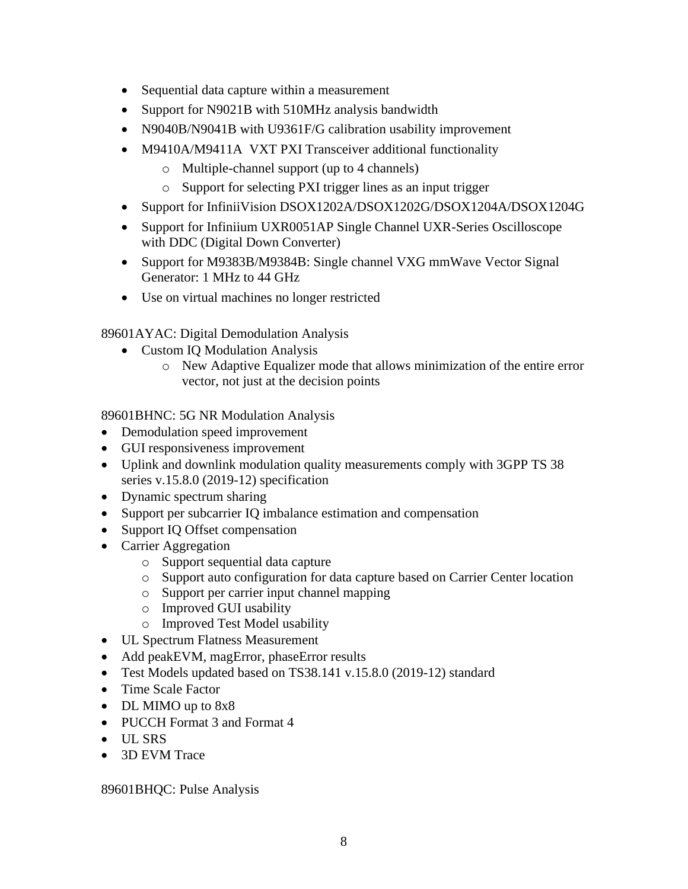- Sequential data capture within a measurement
- Support for N9021B with 510MHz analysis bandwidth
- N9040B/N9041B with U9361F/G calibration usability improvement
- M9410A/M9411A VXT PXI Transceiver additional functionality
    - Multiple-channel support (up to 4 channels)
    - Support for selecting PXI trigger lines as an input trigger
- Support for InfiniiVision DSOX1202A/DSOX1202G/DSOX1204A/DSOX1204G
- Support for Infiniium UXR0051AP Single Channel UXR-Series Oscilloscope with DDC (Digital Down Converter)
- Support for M9383B/M9384B: Single channel VXG mmWave Vector Signal Generator: 1 MHz to 44 GHz
- Use on virtual machines no longer restricted

89601AYAC: Digital Demodulation Analysis

- Custom IQ Modulation Analysis
    - New Adaptive Equalizer mode that allows minimization of the entire error vector, not just at the decision points

89601BHNC: 5G NR Modulation Analysis

- Demodulation speed improvement
- GUI responsiveness improvement
- Uplink and downlink modulation quality measurements comply with 3GPP TS 38 series v.15.8.0 (2019-12) specification
- Dynamic spectrum sharing
- Support per subcarrier IQ imbalance estimation and compensation
- Support IQ Offset compensation
- Carrier Aggregation
    - Support sequential data capture
    - Support auto configuration for data capture based on Carrier Center location
    - Support per carrier input channel mapping
    - Improved GUI usability
    - Improved Test Model usability
- UL Spectrum Flatness Measurement
- Add peakEVM, magError, phaseError results
- Test Models updated based on TS38.141 v.15.8.0 (2019-12) standard
- Time Scale Factor
- DL MIMO up to 8x8
- PUCCH Format 3 and Format 4
- UL SRS
- 3D EVM Trace

89601BHQC: Pulse Analysis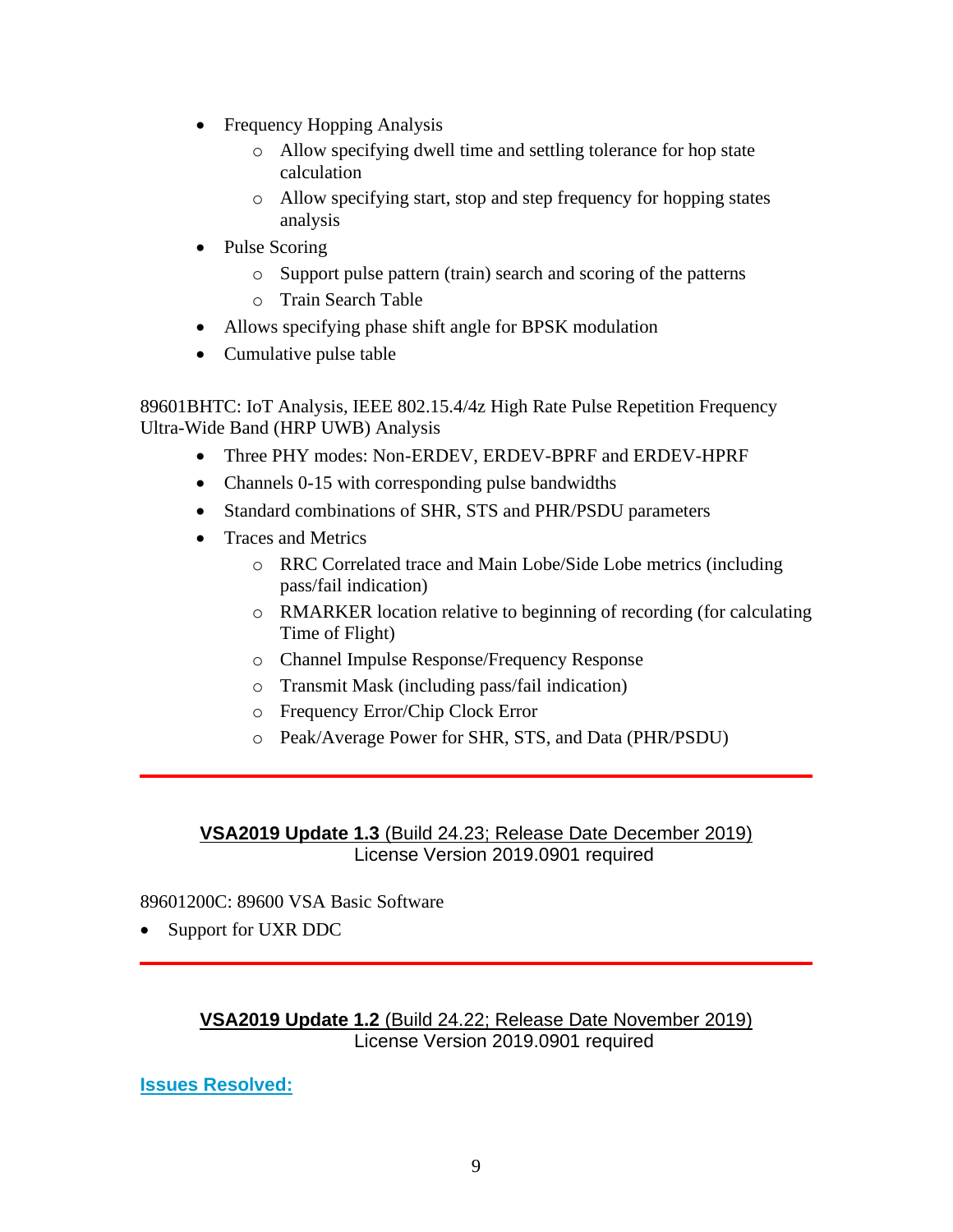- Frequency Hopping Analysis
  - Allow specifying dwell time and settling tolerance for hop state calculation
  - Allow specifying start, stop and step frequency for hopping states analysis
- Pulse Scoring
  - Support pulse pattern (train) search and scoring of the patterns
  - Train Search Table
- Allows specifying phase shift angle for BPSK modulation
- Cumulative pulse table

89601BHTC: IoT Analysis, IEEE 802.15.4/4z High Rate Pulse Repetition Frequency Ultra-Wide Band (HRP UWB) Analysis

- Three PHY modes: Non-ERDEV, ERDEV-BPRF and ERDEV-HPRF
- Channels 0-15 with corresponding pulse bandwidths
- Standard combinations of SHR, STS and PHR/PSDU parameters
- Traces and Metrics
  - RRC Correlated trace and Main Lobe/Side Lobe metrics (including pass/fail indication)
  - RMARKER location relative to beginning of recording (for calculating Time of Flight)
  - Channel Impulse Response/Frequency Response
  - Transmit Mask (including pass/fail indication)
  - Frequency Error/Chip Clock Error
  - Peak/Average Power for SHR, STS, and Data (PHR/PSDU)

---

## **VSA2019 Update 1.3** (Build 24.23; Release Date December 2019)

License Version 2019.0901 required

89601200C: 89600 VSA Basic Software

- Support for UXR DDC

---

## **VSA2019 Update 1.2** (Build 24.22; Release Date November 2019)

License Version 2019.0901 required

### **Issues Resolved:**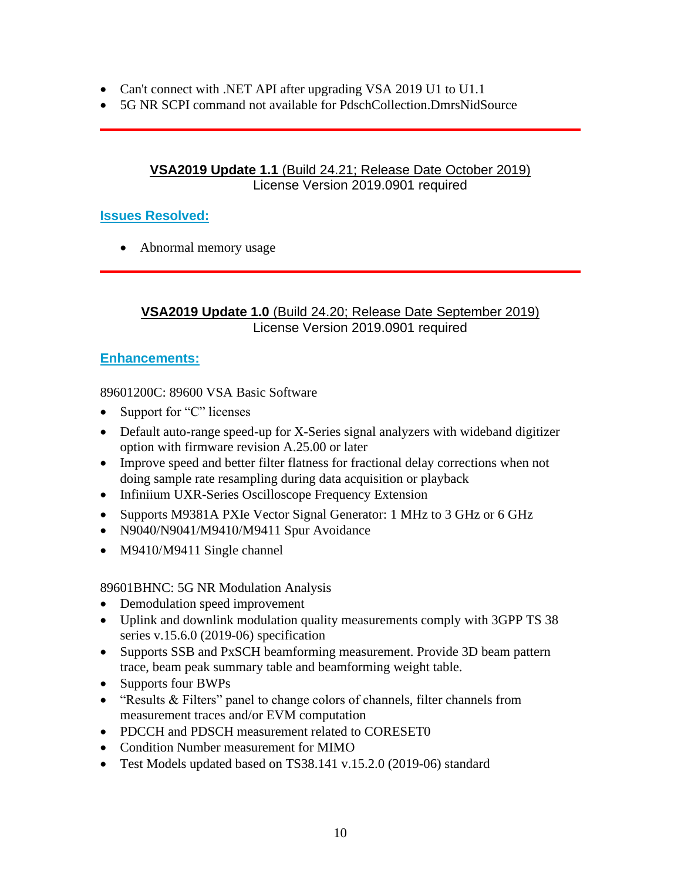- Can't connect with .NET API after upgrading VSA 2019 U1 to U1.1
- 5G NR SCPI command not available for PdschCollection.DmrsNidSource

---

## **VSA2019 Update 1.1** (Build 24.21; Release Date October 2019)

License Version 2019.0901 required

### Issues Resolved:

- Abnormal memory usage

---

## **VSA2019 Update 1.0** (Build 24.20; Release Date September 2019)

License Version 2019.0901 required

### Enhancements:

89601200C: 89600 VSA Basic Software

- Support for "C" licenses
- Default auto-range speed-up for X-Series signal analyzers with wideband digitizer option with firmware revision A.25.00 or later
- Improve speed and better filter flatness for fractional delay corrections when not doing sample rate resampling during data acquisition or playback
- Infiniium UXR-Series Oscilloscope Frequency Extension
- Supports M9381A PXIe Vector Signal Generator: 1 MHz to 3 GHz or 6 GHz
- N9040/N9041/M9410/M9411 Spur Avoidance
- M9410/M9411 Single channel

89601BHNC: 5G NR Modulation Analysis

- Demodulation speed improvement
- Uplink and downlink modulation quality measurements comply with 3GPP TS 38 series v.15.6.0 (2019-06) specification
- Supports SSB and PxSCH beamforming measurement. Provide 3D beam pattern trace, beam peak summary table and beamforming weight table.
- Supports four BWPs
- "Results & Filters" panel to change colors of channels, filter channels from measurement traces and/or EVM computation
- PDCCH and PDSCH measurement related to CORESET0
- Condition Number measurement for MIMO
- Test Models updated based on TS38.141 v.15.2.0 (2019-06) standard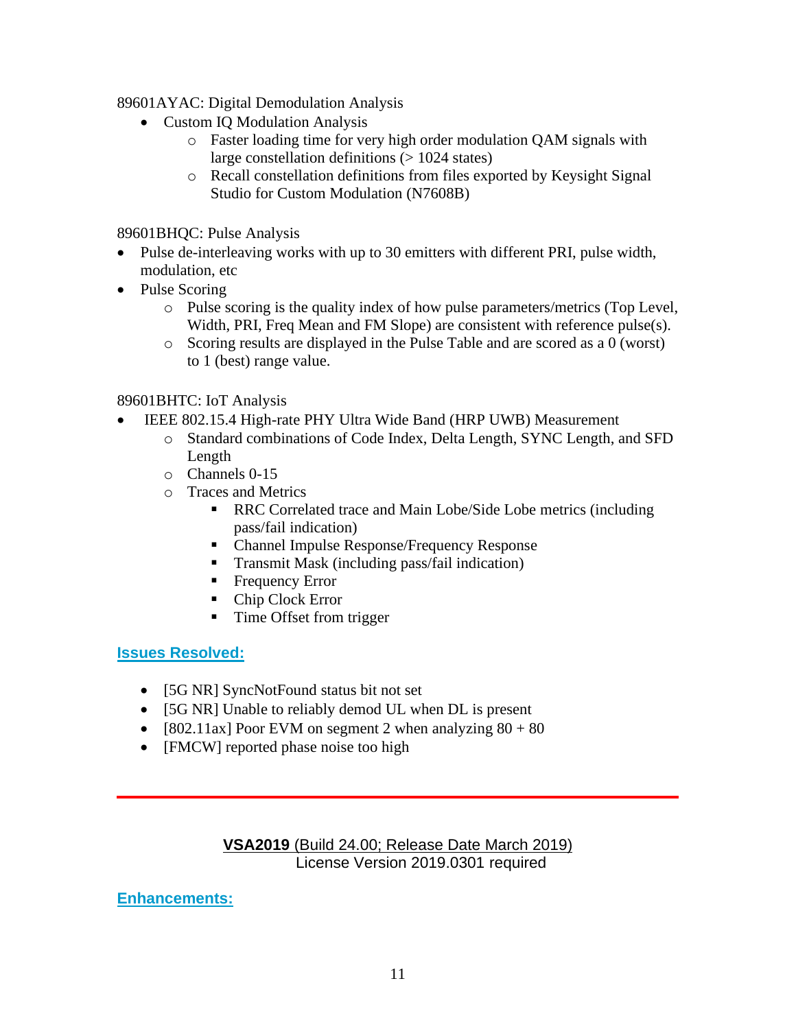89601AYAC: Digital Demodulation Analysis

- Custom IQ Modulation Analysis
  - Faster loading time for very high order modulation QAM signals with large constellation definitions (> 1024 states)
  - Recall constellation definitions from files exported by Keysight Signal Studio for Custom Modulation (N7608B)

89601BHQC: Pulse Analysis

- Pulse de-interleaving works with up to 30 emitters with different PRI, pulse width, modulation, etc
- Pulse Scoring
  - Pulse scoring is the quality index of how pulse parameters/metrics (Top Level, Width, PRI, Freq Mean and FM Slope) are consistent with reference pulse(s).
  - Scoring results are displayed in the Pulse Table and are scored as a 0 (worst) to 1 (best) range value.

89601BHTC: IoT Analysis

- IEEE 802.15.4 High-rate PHY Ultra Wide Band (HRP UWB) Measurement
  - Standard combinations of Code Index, Delta Length, SYNC Length, and SFD Length
  - Channels 0-15
  - Traces and Metrics
    - RRC Correlated trace and Main Lobe/Side Lobe metrics (including pass/fail indication)
    - Channel Impulse Response/Frequency Response
    - Transmit Mask (including pass/fail indication)
    - Frequency Error
    - Chip Clock Error
    - Time Offset from trigger

## Issues Resolved:

- [5G NR] SyncNotFound status bit not set
- [5G NR] Unable to reliably demod UL when DL is present
- [802.11ax] Poor EVM on segment 2 when analyzing 80 + 80
- [FMCW] reported phase noise too high

---

## **VSA2019** (Build 24.00; Release Date March 2019)

License Version 2019.0301 required

## Enhancements: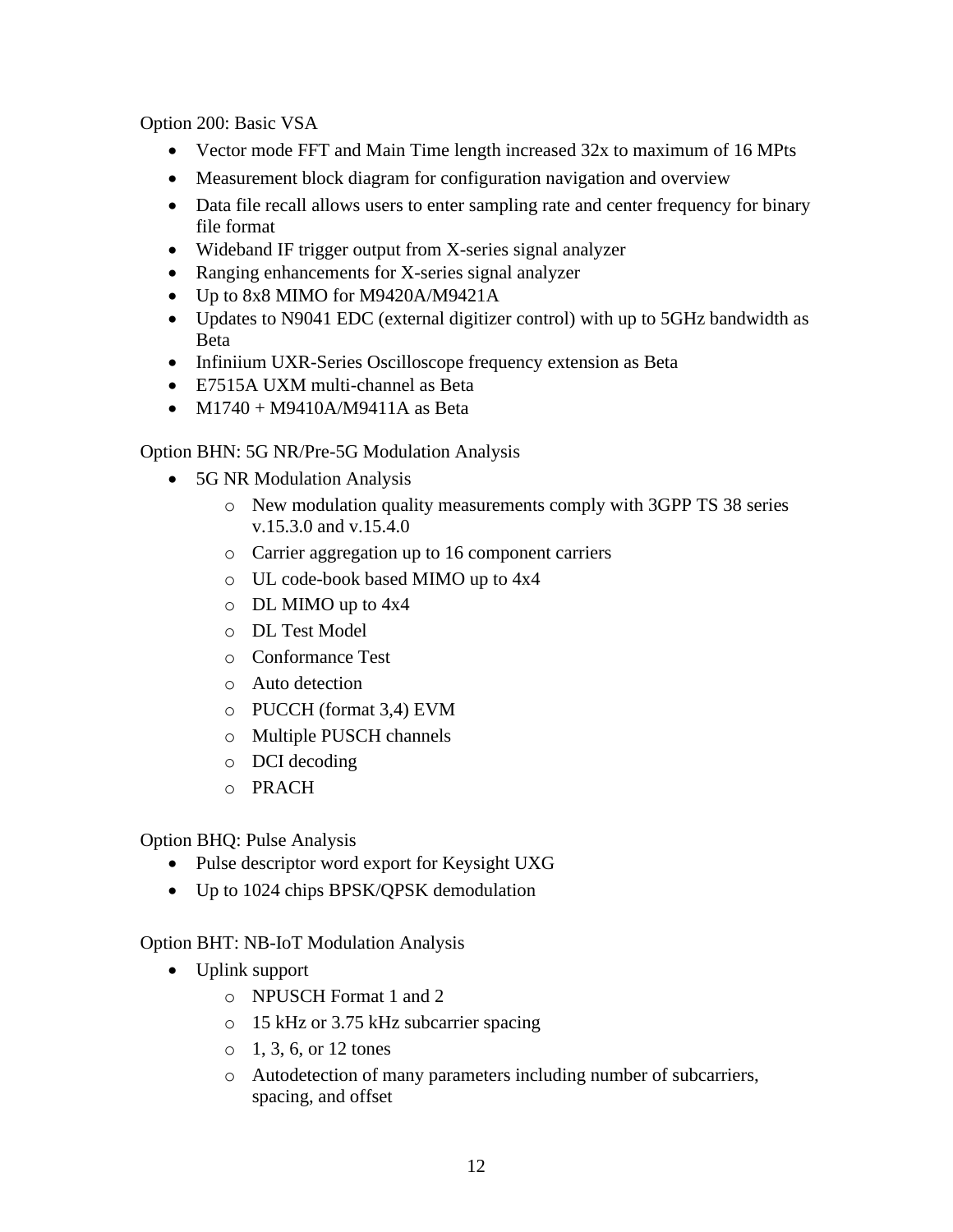Option 200: Basic VSA

- Vector mode FFT and Main Time length increased 32x to maximum of 16 MPts
- Measurement block diagram for configuration navigation and overview
- Data file recall allows users to enter sampling rate and center frequency for binary file format
- Wideband IF trigger output from X-series signal analyzer
- Ranging enhancements for X-series signal analyzer
- Up to 8x8 MIMO for M9420A/M9421A
- Updates to N9041 EDC (external digitizer control) with up to 5GHz bandwidth as Beta
- Infiniium UXR-Series Oscilloscope frequency extension as Beta
- E7515A UXM multi-channel as Beta
- M1740 + M9410A/M9411A as Beta

Option BHN: 5G NR/Pre-5G Modulation Analysis

- 5G NR Modulation Analysis
    - New modulation quality measurements comply with 3GPP TS 38 series v.15.3.0 and v.15.4.0
    - Carrier aggregation up to 16 component carriers
    - UL code-book based MIMO up to 4x4
    - DL MIMO up to 4x4
    - DL Test Model
    - Conformance Test
    - Auto detection
    - PUCCH (format 3,4) EVM
    - Multiple PUSCH channels
    - DCI decoding
    - PRACH

Option BHQ: Pulse Analysis

- Pulse descriptor word export for Keysight UXG
- Up to 1024 chips BPSK/QPSK demodulation

Option BHT: NB-IoT Modulation Analysis

- Uplink support
    - NPUSCH Format 1 and 2
    - 15 kHz or 3.75 kHz subcarrier spacing
    - 1, 3, 6, or 12 tones
    - Autodetection of many parameters including number of subcarriers, spacing, and offset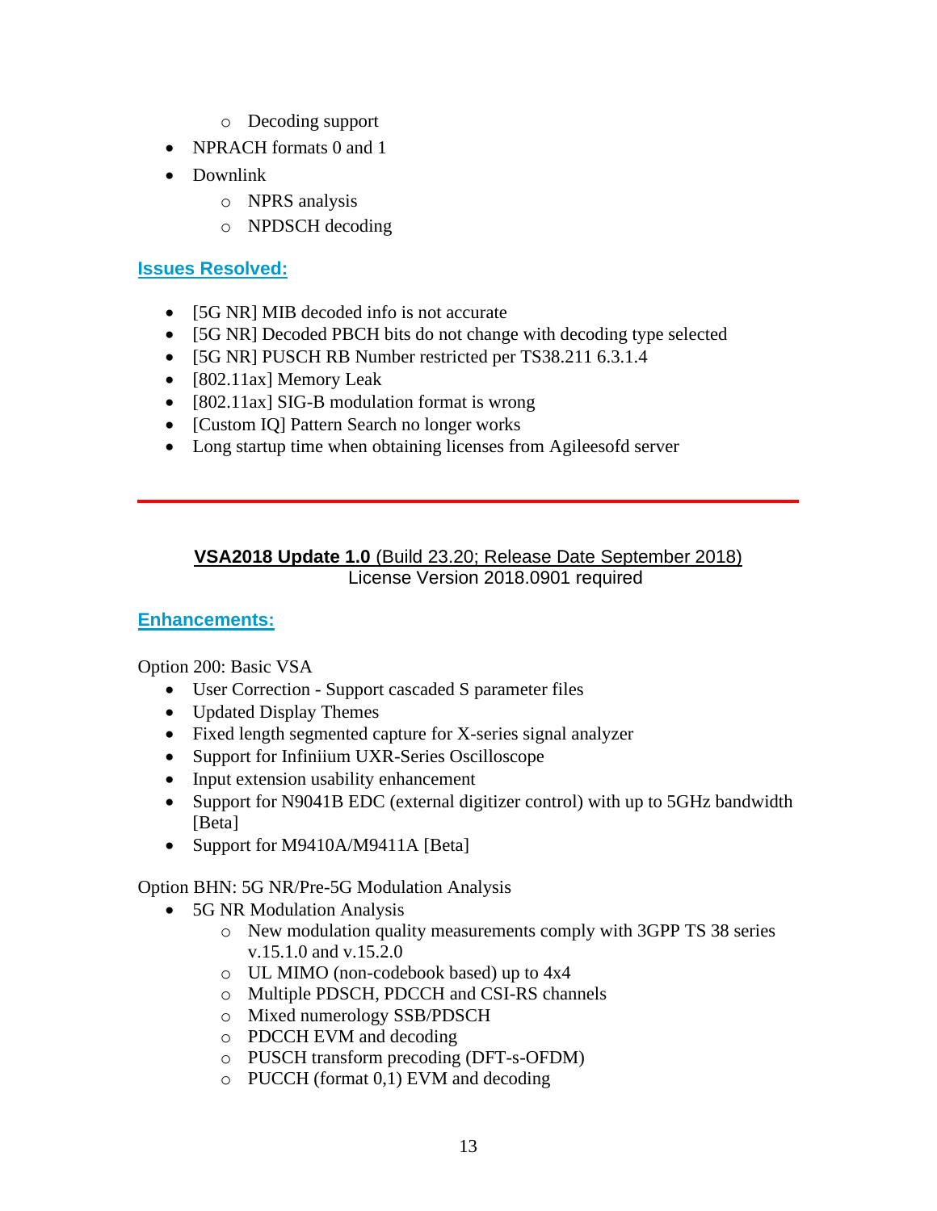- Decoding support
- NPRACH formats 0 and 1
- Downlink
    - NPRS analysis
    - NPDSCH decoding

## Issues Resolved:

- [5G NR] MIB decoded info is not accurate
- [5G NR] Decoded PBCH bits do not change with decoding type selected
- [5G NR] PUSCH RB Number restricted per TS38.211 6.3.1.4
- [802.11ax] Memory Leak
- [802.11ax] SIG-B modulation format is wrong
- [Custom IQ] Pattern Search no longer works
- Long startup time when obtaining licenses from Agileesofd server

---

## **VSA2018 Update 1.0** (Build 23.20; Release Date September 2018)

License Version 2018.0901 required

## Enhancements:

Option 200: Basic VSA

- User Correction - Support cascaded S parameter files
- Updated Display Themes
- Fixed length segmented capture for X-series signal analyzer
- Support for Infiniium UXR-Series Oscilloscope
- Input extension usability enhancement
- Support for N9041B EDC (external digitizer control) with up to 5GHz bandwidth [Beta]
- Support for M9410A/M9411A [Beta]

Option BHN: 5G NR/Pre-5G Modulation Analysis

- 5G NR Modulation Analysis
    - New modulation quality measurements comply with 3GPP TS 38 series v.15.1.0 and v.15.2.0
    - UL MIMO (non-codebook based) up to 4x4
    - Multiple PDSCH, PDCCH and CSI-RS channels
    - Mixed numerology SSB/PDSCH
    - PDCCH EVM and decoding
    - PUSCH transform precoding (DFT-s-OFDM)
    - PUCCH (format 0,1) EVM and decoding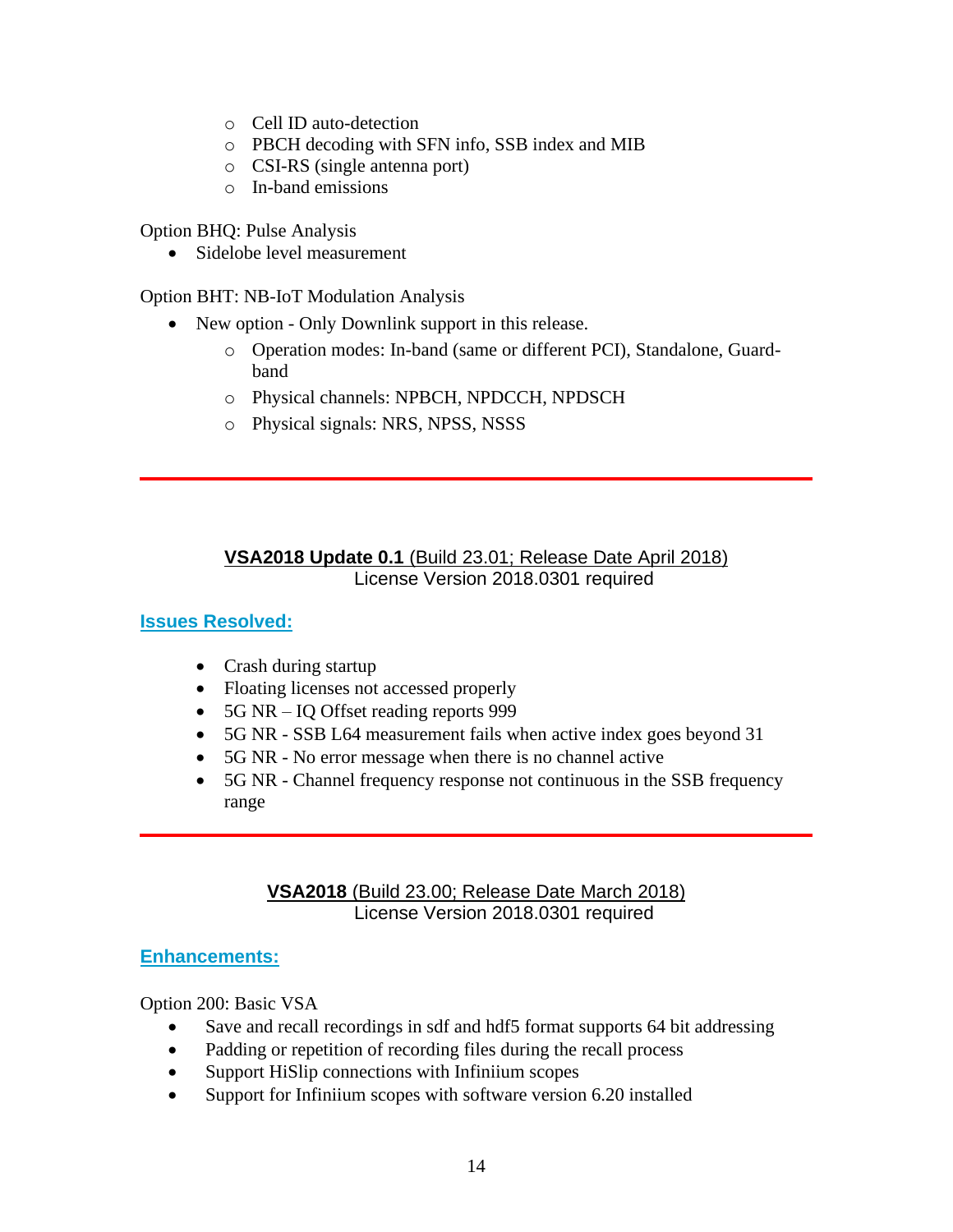- Cell ID auto-detection
    - PBCH decoding with SFN info, SSB index and MIB
    - CSI-RS (single antenna port)
    - In-band emissions

Option BHQ: Pulse Analysis

- Sidelobe level measurement

Option BHT: NB-IoT Modulation Analysis

- New option - Only Downlink support in this release.
    - Operation modes: In-band (same or different PCI), Standalone, Guard-band
    - Physical channels: NPBCH, NPDCCH, NPDSCH
    - Physical signals: NRS, NPSS, NSSS

---

## **VSA2018 Update 0.1** (Build 23.01; Release Date April 2018)

License Version 2018.0301 required

### Issues Resolved:

- Crash during startup
- Floating licenses not accessed properly
- 5G NR – IQ Offset reading reports 999
- 5G NR - SSB L64 measurement fails when active index goes beyond 31
- 5G NR - No error message when there is no channel active
- 5G NR - Channel frequency response not continuous in the SSB frequency range

---

## **VSA2018** (Build 23.00; Release Date March 2018)

License Version 2018.0301 required

### Enhancements:

Option 200: Basic VSA

- Save and recall recordings in sdf and hdf5 format supports 64 bit addressing
- Padding or repetition of recording files during the recall process
- Support HiSlip connections with Infiniium scopes
- Support for Infiniium scopes with software version 6.20 installed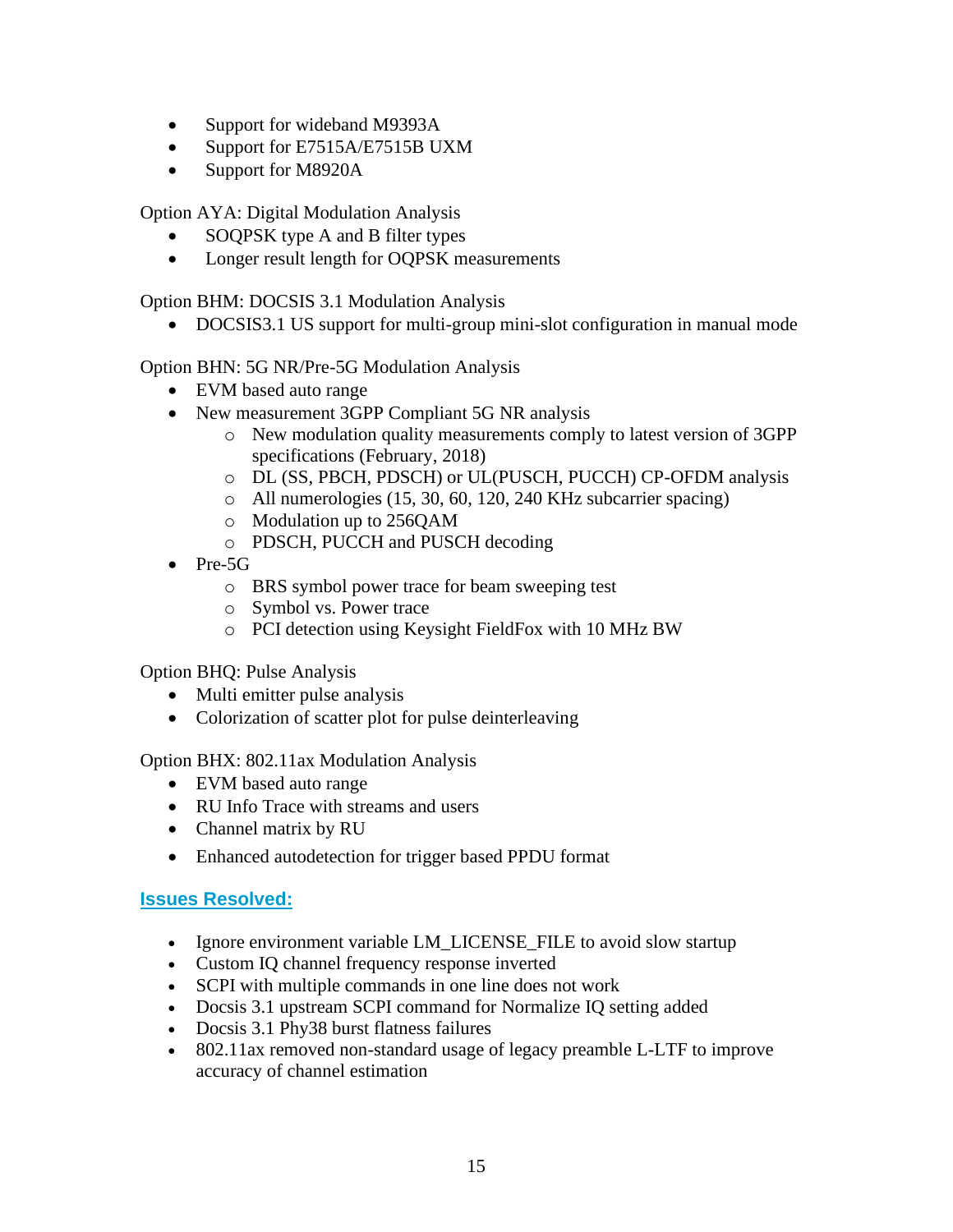- Support for wideband M9393A
- Support for E7515A/E7515B UXM
- Support for M8920A

Option AYA: Digital Modulation Analysis

- SOQPSK type A and B filter types
- Longer result length for OQPSK measurements

Option BHM: DOCSIS 3.1 Modulation Analysis

- DOCSIS3.1 US support for multi-group mini-slot configuration in manual mode

Option BHN: 5G NR/Pre-5G Modulation Analysis

- EVM based auto range
- New measurement 3GPP Compliant 5G NR analysis
    - New modulation quality measurements comply to latest version of 3GPP specifications (February, 2018)
    - DL (SS, PBCH, PDSCH) or UL(PUSCH, PUCCH) CP-OFDM analysis
    - All numerologies (15, 30, 60, 120, 240 KHz subcarrier spacing)
    - Modulation up to 256QAM
    - PDSCH, PUCCH and PUSCH decoding
- Pre-5G
    - BRS symbol power trace for beam sweeping test
    - Symbol vs. Power trace
    - PCI detection using Keysight FieldFox with 10 MHz BW

Option BHQ: Pulse Analysis

- Multi emitter pulse analysis
- Colorization of scatter plot for pulse deinterleaving

Option BHX: 802.11ax Modulation Analysis

- EVM based auto range
- RU Info Trace with streams and users
- Channel matrix by RU
- Enhanced autodetection for trigger based PPDU format

## Issues Resolved:

- Ignore environment variable LM_LICENSE_FILE to avoid slow startup
- Custom IQ channel frequency response inverted
- SCPI with multiple commands in one line does not work
- Docsis 3.1 upstream SCPI command for Normalize IQ setting added
- Docsis 3.1 Phy38 burst flatness failures
- 802.11ax removed non-standard usage of legacy preamble L-LTF to improve accuracy of channel estimation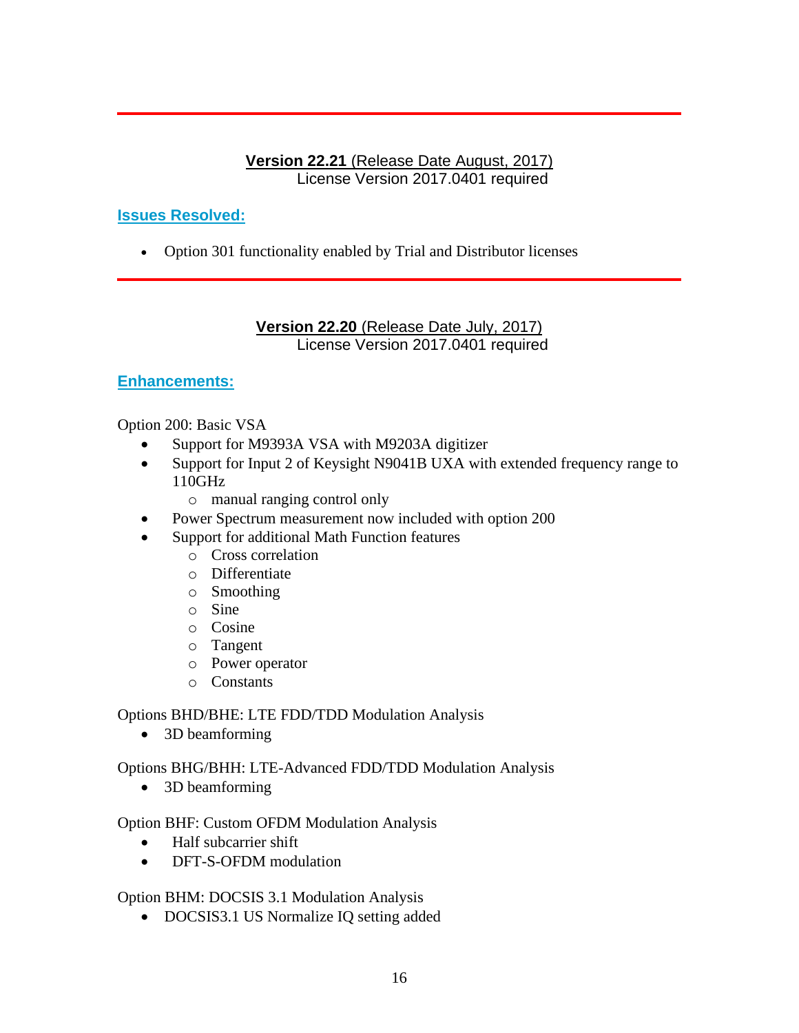---

**Version 22.21** (Release Date August, 2017)
License Version 2017.0401 required

**Issues Resolved:**

- Option 301 functionality enabled by Trial and Distributor licenses

---

**Version 22.20** (Release Date July, 2017)
License Version 2017.0401 required

**Enhancements:**

Option 200: Basic VSA

- Support for M9393A VSA with M9203A digitizer
- Support for Input 2 of Keysight N9041B UXA with extended frequency range to 110GHz
  - manual ranging control only
- Power Spectrum measurement now included with option 200
- Support for additional Math Function features
  - Cross correlation
  - Differentiate
  - Smoothing
  - Sine
  - Cosine
  - Tangent
  - Power operator
  - Constants

Options BHD/BHE: LTE FDD/TDD Modulation Analysis

- 3D beamforming

Options BHG/BHH: LTE-Advanced FDD/TDD Modulation Analysis

- 3D beamforming

Option BHF: Custom OFDM Modulation Analysis

- Half subcarrier shift
- DFT-S-OFDM modulation

Option BHM: DOCSIS 3.1 Modulation Analysis

- DOCSIS3.1 US Normalize IQ setting added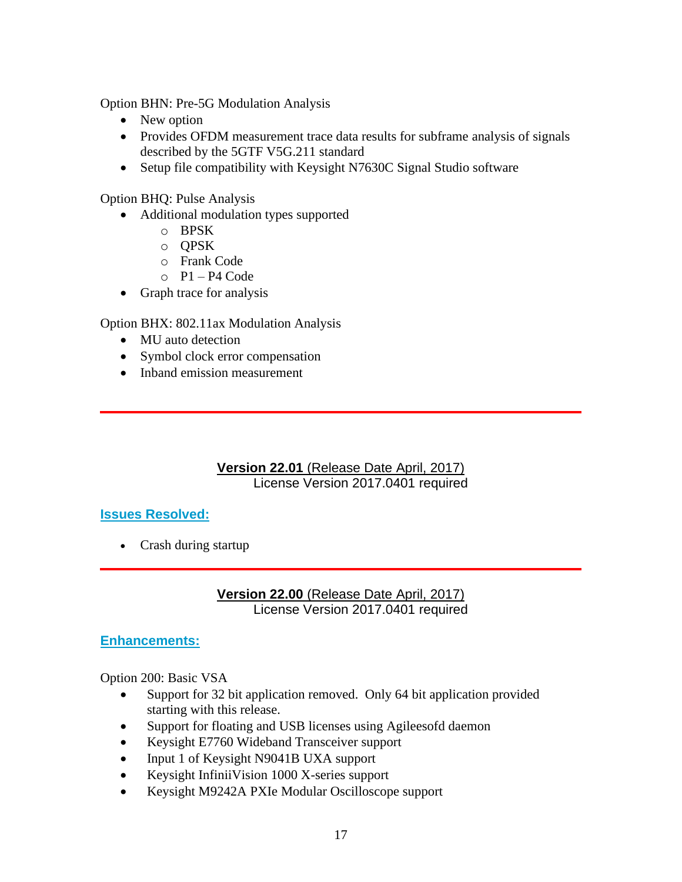Option BHN: Pre-5G Modulation Analysis

- New option
- Provides OFDM measurement trace data results for subframe analysis of signals described by the 5GTF V5G.211 standard
- Setup file compatibility with Keysight N7630C Signal Studio software

Option BHQ: Pulse Analysis

- Additional modulation types supported
  - BPSK
  - QPSK
  - Frank Code
  - P1 – P4 Code
- Graph trace for analysis

Option BHX: 802.11ax Modulation Analysis

- MU auto detection
- Symbol clock error compensation
- Inband emission measurement

---

## **Version 22.01** (Release Date April, 2017)

License Version 2017.0401 required

### Issues Resolved:

- Crash during startup

---

## **Version 22.00** (Release Date April, 2017)

License Version 2017.0401 required

### Enhancements:

Option 200: Basic VSA

- Support for 32 bit application removed. Only 64 bit application provided starting with this release.
- Support for floating and USB licenses using Agileesofd daemon
- Keysight E7760 Wideband Transceiver support
- Input 1 of Keysight N9041B UXA support
- Keysight InfiniiVision 1000 X-series support
- Keysight M9242A PXIe Modular Oscilloscope support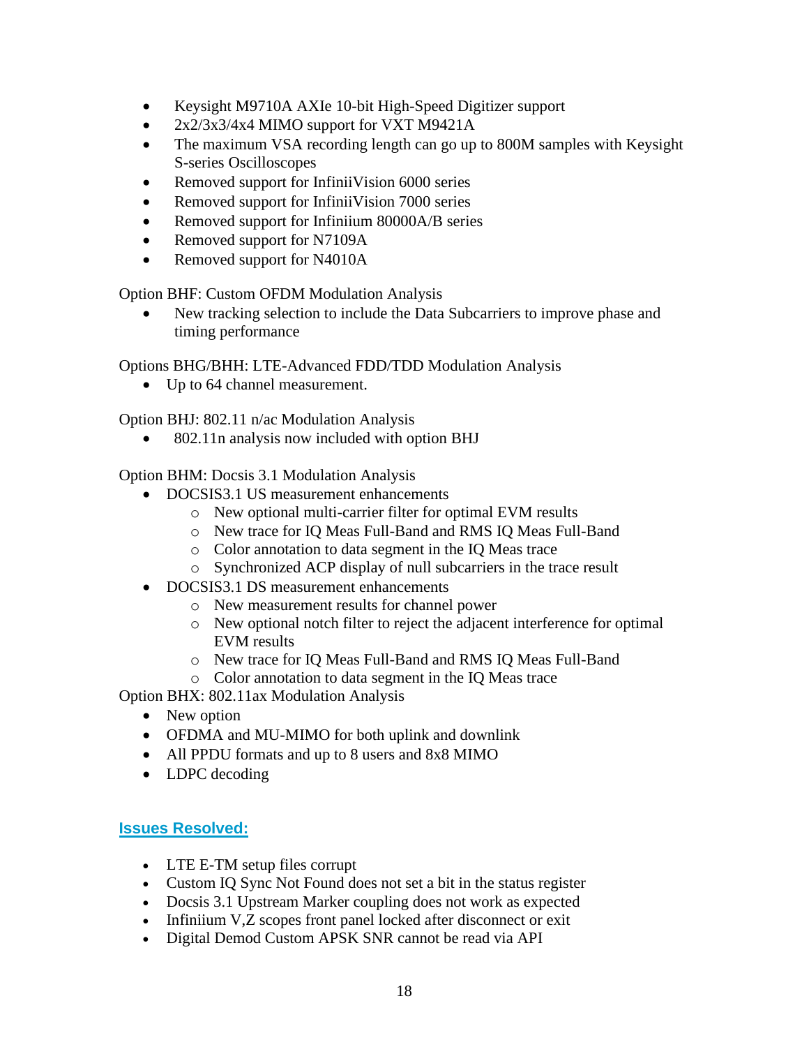- Keysight M9710A AXIe 10-bit High-Speed Digitizer support
- 2x2/3x3/4x4 MIMO support for VXT M9421A
- The maximum VSA recording length can go up to 800M samples with Keysight S-series Oscilloscopes
- Removed support for InfiniiVision 6000 series
- Removed support for InfiniiVision 7000 series
- Removed support for Infiniium 80000A/B series
- Removed support for N7109A
- Removed support for N4010A

Option BHF: Custom OFDM Modulation Analysis

- New tracking selection to include the Data Subcarriers to improve phase and timing performance

Options BHG/BHH: LTE-Advanced FDD/TDD Modulation Analysis

- Up to 64 channel measurement.

Option BHJ: 802.11 n/ac Modulation Analysis

- 802.11n analysis now included with option BHJ

Option BHM: Docsis 3.1 Modulation Analysis

- DOCSIS3.1 US measurement enhancements
  - New optional multi-carrier filter for optimal EVM results
  - New trace for IQ Meas Full-Band and RMS IQ Meas Full-Band
  - Color annotation to data segment in the IQ Meas trace
  - Synchronized ACP display of null subcarriers in the trace result
- DOCSIS3.1 DS measurement enhancements
  - New measurement results for channel power
  - New optional notch filter to reject the adjacent interference for optimal EVM results
  - New trace for IQ Meas Full-Band and RMS IQ Meas Full-Band
  - Color annotation to data segment in the IQ Meas trace

Option BHX: 802.11ax Modulation Analysis

- New option
- OFDMA and MU-MIMO for both uplink and downlink
- All PPDU formats and up to 8 users and 8x8 MIMO
- LDPC decoding

## Issues Resolved:

- LTE E-TM setup files corrupt
- Custom IQ Sync Not Found does not set a bit in the status register
- Docsis 3.1 Upstream Marker coupling does not work as expected
- Infiniium V,Z scopes front panel locked after disconnect or exit
- Digital Demod Custom APSK SNR cannot be read via API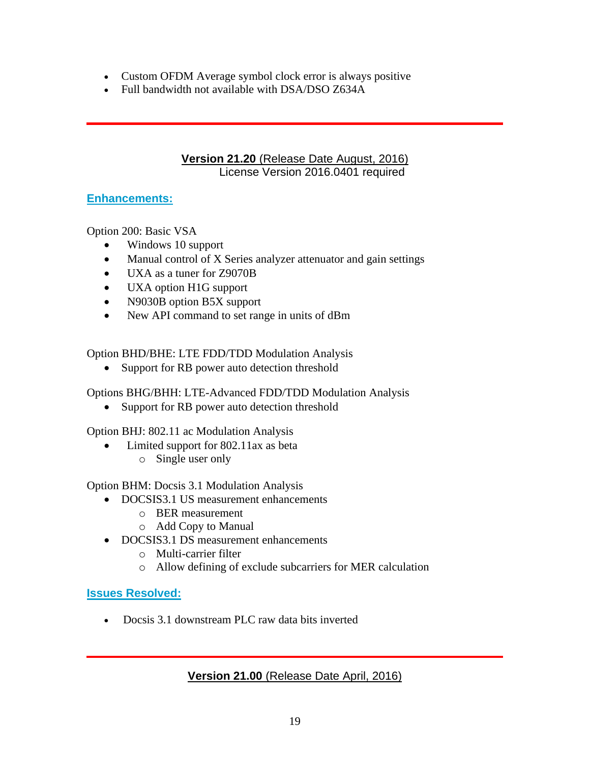- Custom OFDM Average symbol clock error is always positive
- Full bandwidth not available with DSA/DSO Z634A

---

## **Version 21.20** (Release Date August, 2016)

License Version 2016.0401 required

### Enhancements:

Option 200: Basic VSA

- Windows 10 support
- Manual control of X Series analyzer attenuator and gain settings
- UXA as a tuner for Z9070B
- UXA option H1G support
- N9030B option B5X support
- New API command to set range in units of dBm

Option BHD/BHE: LTE FDD/TDD Modulation Analysis

- Support for RB power auto detection threshold

Options BHG/BHH: LTE-Advanced FDD/TDD Modulation Analysis

- Support for RB power auto detection threshold

Option BHJ: 802.11 ac Modulation Analysis

- Limited support for 802.11ax as beta
    - Single user only

Option BHM: Docsis 3.1 Modulation Analysis

- DOCSIS3.1 US measurement enhancements
    - BER measurement
    - Add Copy to Manual
- DOCSIS3.1 DS measurement enhancements
    - Multi-carrier filter
    - Allow defining of exclude subcarriers for MER calculation

### Issues Resolved:

- Docsis 3.1 downstream PLC raw data bits inverted

---

## **Version 21.00** (Release Date April, 2016)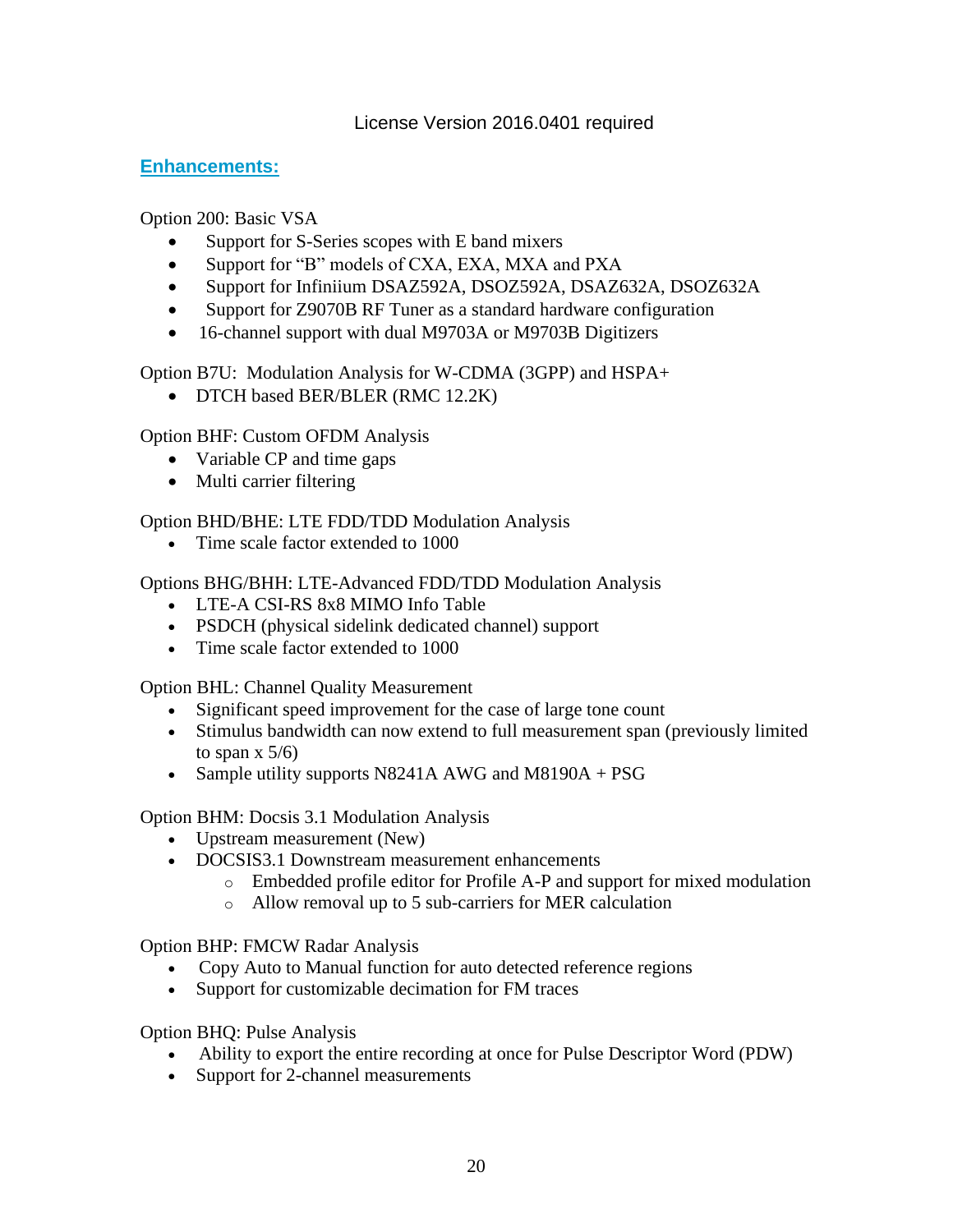License Version 2016.0401 required

## Enhancements:

Option 200: Basic VSA

- Support for S-Series scopes with E band mixers
- Support for "B" models of CXA, EXA, MXA and PXA
- Support for Infiniium DSAZ592A, DSOZ592A, DSAZ632A, DSOZ632A
- Support for Z9070B RF Tuner as a standard hardware configuration
- 16-channel support with dual M9703A or M9703B Digitizers

Option B7U: Modulation Analysis for W-CDMA (3GPP) and HSPA+

- DTCH based BER/BLER (RMC 12.2K)

Option BHF: Custom OFDM Analysis

- Variable CP and time gaps
- Multi carrier filtering

Option BHD/BHE: LTE FDD/TDD Modulation Analysis

- Time scale factor extended to 1000

Options BHG/BHH: LTE-Advanced FDD/TDD Modulation Analysis

- LTE-A CSI-RS 8x8 MIMO Info Table
- PSDCH (physical sidelink dedicated channel) support
- Time scale factor extended to 1000

Option BHL: Channel Quality Measurement

- Significant speed improvement for the case of large tone count
- Stimulus bandwidth can now extend to full measurement span (previously limited to span x 5/6)
- Sample utility supports N8241A AWG and M8190A + PSG

Option BHM: Docsis 3.1 Modulation Analysis

- Upstream measurement (New)
- DOCSIS3.1 Downstream measurement enhancements
  - Embedded profile editor for Profile A-P and support for mixed modulation
  - Allow removal up to 5 sub-carriers for MER calculation

Option BHP: FMCW Radar Analysis

- Copy Auto to Manual function for auto detected reference regions
- Support for customizable decimation for FM traces

Option BHQ: Pulse Analysis

- Ability to export the entire recording at once for Pulse Descriptor Word (PDW)
- Support for 2-channel measurements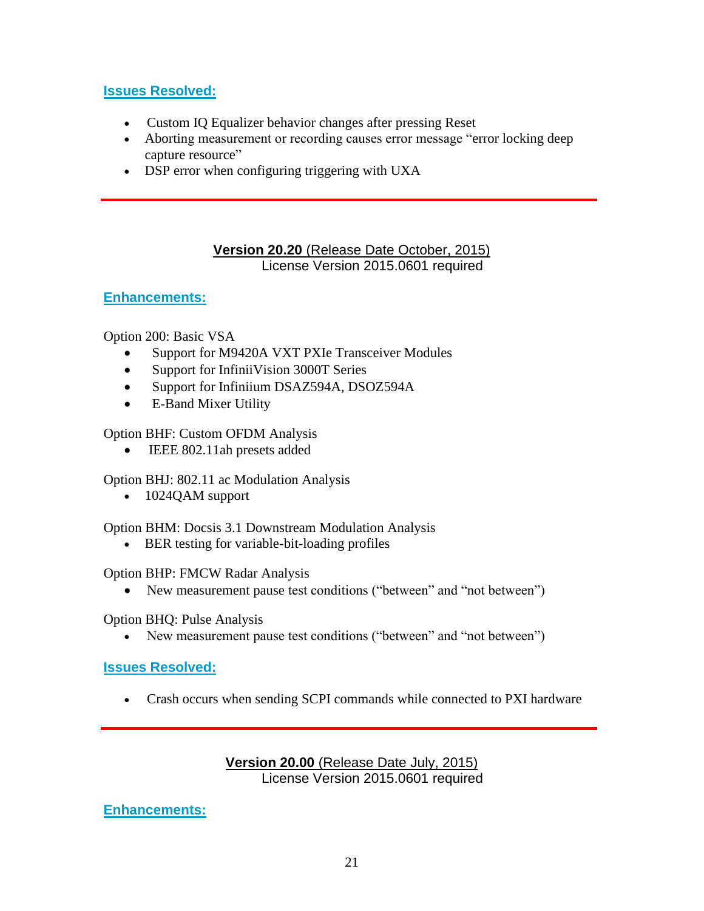## Issues Resolved:

- Custom IQ Equalizer behavior changes after pressing Reset
- Aborting measurement or recording causes error message "error locking deep capture resource"
- DSP error when configuring triggering with UXA

---

### **Version 20.20** (Release Date October, 2015)

License Version 2015.0601 required

## Enhancements:

Option 200: Basic VSA

- Support for M9420A VXT PXIe Transceiver Modules
- Support for InfiniiVision 3000T Series
- Support for Infiniium DSAZ594A, DSOZ594A
- E-Band Mixer Utility

Option BHF: Custom OFDM Analysis

- IEEE 802.11ah presets added

Option BHJ: 802.11 ac Modulation Analysis

- 1024QAM support

Option BHM: Docsis 3.1 Downstream Modulation Analysis

- BER testing for variable-bit-loading profiles

Option BHP: FMCW Radar Analysis

- New measurement pause test conditions ("between" and "not between")

Option BHQ: Pulse Analysis

- New measurement pause test conditions ("between" and "not between")

## Issues Resolved:

- Crash occurs when sending SCPI commands while connected to PXI hardware

---

### **Version 20.00** (Release Date July, 2015)

License Version 2015.0601 required

## Enhancements: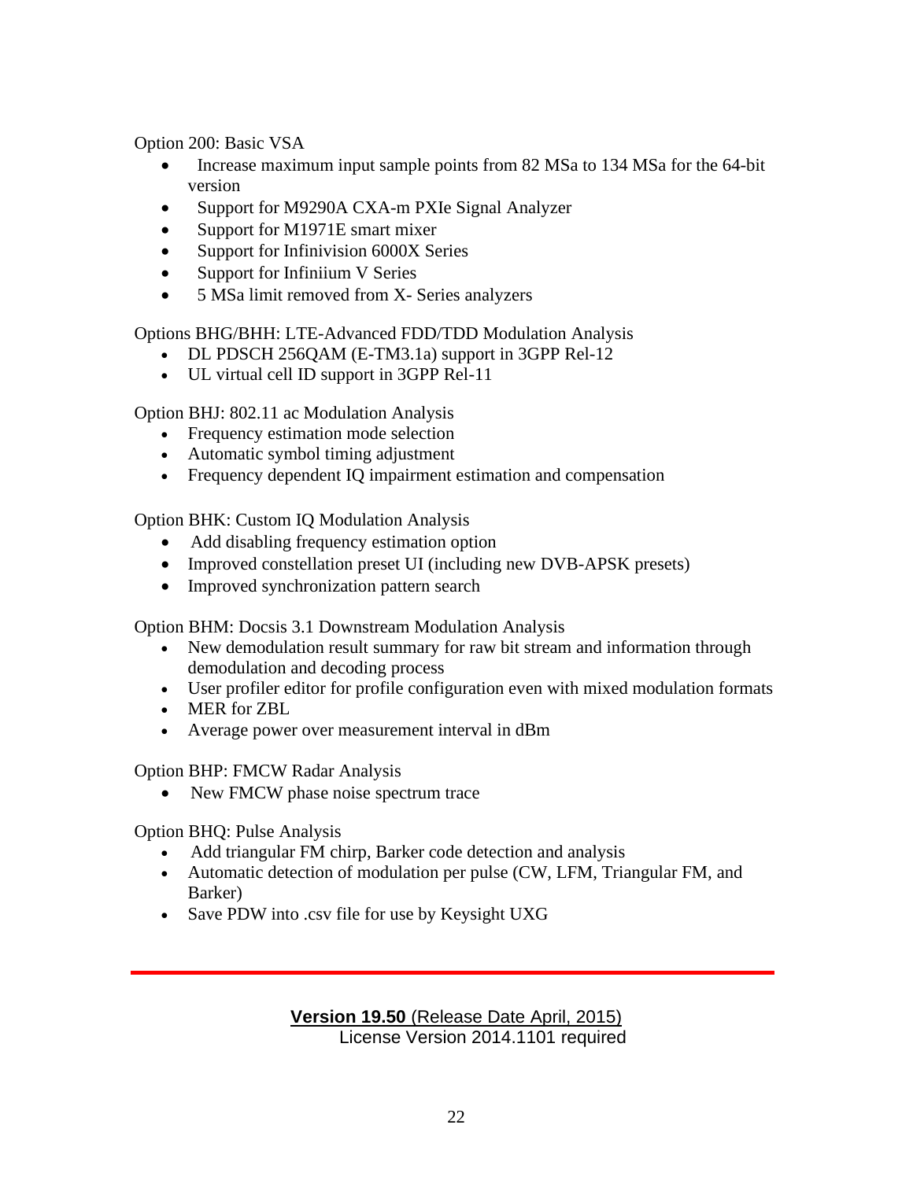Option 200: Basic VSA

- Increase maximum input sample points from 82 MSa to 134 MSa for the 64-bit version
- Support for M9290A CXA-m PXIe Signal Analyzer
- Support for M1971E smart mixer
- Support for Infinivision 6000X Series
- Support for Infiniium V Series
- 5 MSa limit removed from X- Series analyzers

Options BHG/BHH: LTE-Advanced FDD/TDD Modulation Analysis

- DL PDSCH 256QAM (E-TM3.1a) support in 3GPP Rel-12
- UL virtual cell ID support in 3GPP Rel-11

Option BHJ: 802.11 ac Modulation Analysis

- Frequency estimation mode selection
- Automatic symbol timing adjustment
- Frequency dependent IQ impairment estimation and compensation

Option BHK: Custom IQ Modulation Analysis

- Add disabling frequency estimation option
- Improved constellation preset UI (including new DVB-APSK presets)
- Improved synchronization pattern search

Option BHM: Docsis 3.1 Downstream Modulation Analysis

- New demodulation result summary for raw bit stream and information through demodulation and decoding process
- User profiler editor for profile configuration even with mixed modulation formats
- MER for ZBL
- Average power over measurement interval in dBm

Option BHP: FMCW Radar Analysis

- New FMCW phase noise spectrum trace

Option BHQ: Pulse Analysis

- Add triangular FM chirp, Barker code detection and analysis
- Automatic detection of modulation per pulse (CW, LFM, Triangular FM, and Barker)
- Save PDW into .csv file for use by Keysight UXG

---

## **Version 19.50** (Release Date April, 2015)

License Version 2014.1101 required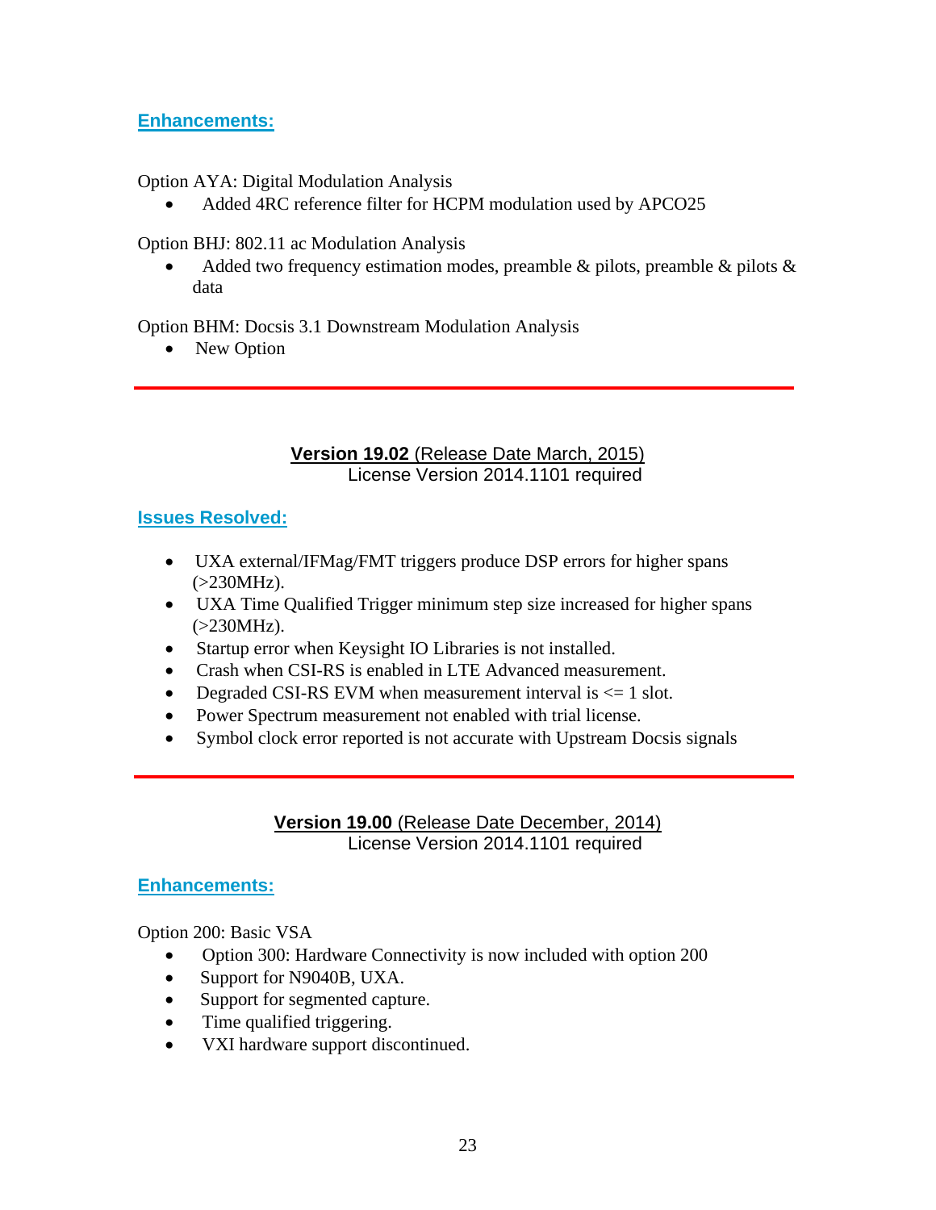### Enhancements:

Option AYA: Digital Modulation Analysis

- Added 4RC reference filter for HCPM modulation used by APCO25

Option BHJ: 802.11 ac Modulation Analysis

- Added two frequency estimation modes, preamble & pilots, preamble & pilots & data

Option BHM: Docsis 3.1 Downstream Modulation Analysis

- New Option

---

## Version 19.02 (Release Date March, 2015)

License Version 2014.1101 required

### Issues Resolved:

- UXA external/IFMag/FMT triggers produce DSP errors for higher spans (>230MHz).
- UXA Time Qualified Trigger minimum step size increased for higher spans (>230MHz).
- Startup error when Keysight IO Libraries is not installed.
- Crash when CSI-RS is enabled in LTE Advanced measurement.
- Degraded CSI-RS EVM when measurement interval is <= 1 slot.
- Power Spectrum measurement not enabled with trial license.
- Symbol clock error reported is not accurate with Upstream Docsis signals

---

## Version 19.00 (Release Date December, 2014)

License Version 2014.1101 required

### Enhancements:

Option 200: Basic VSA

- Option 300: Hardware Connectivity is now included with option 200
- Support for N9040B, UXA.
- Support for segmented capture.
- Time qualified triggering.
- VXI hardware support discontinued.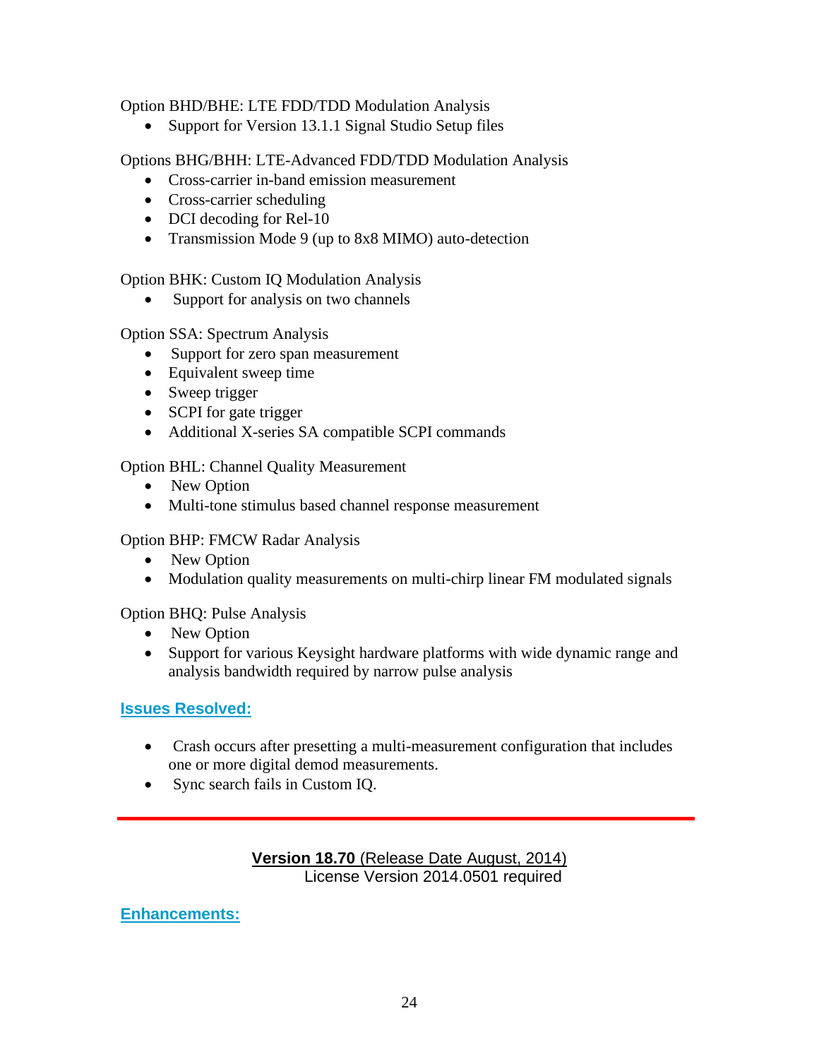Option BHD/BHE: LTE FDD/TDD Modulation Analysis

- Support for Version 13.1.1 Signal Studio Setup files

Options BHG/BHH: LTE-Advanced FDD/TDD Modulation Analysis

- Cross-carrier in-band emission measurement
- Cross-carrier scheduling
- DCI decoding for Rel-10
- Transmission Mode 9 (up to 8x8 MIMO) auto-detection

Option BHK: Custom IQ Modulation Analysis

- Support for analysis on two channels

Option SSA: Spectrum Analysis

- Support for zero span measurement
- Equivalent sweep time
- Sweep trigger
- SCPI for gate trigger
- Additional X-series SA compatible SCPI commands

Option BHL: Channel Quality Measurement

- New Option
- Multi-tone stimulus based channel response measurement

Option BHP: FMCW Radar Analysis

- New Option
- Modulation quality measurements on multi-chirp linear FM modulated signals

Option BHQ: Pulse Analysis

- New Option
- Support for various Keysight hardware platforms with wide dynamic range and analysis bandwidth required by narrow pulse analysis

## Issues Resolved:

- Crash occurs after presetting a multi-measurement configuration that includes one or more digital demod measurements.
- Sync search fails in Custom IQ.

---

**Version 18.70** (Release Date August, 2014)
License Version 2014.0501 required

## Enhancements: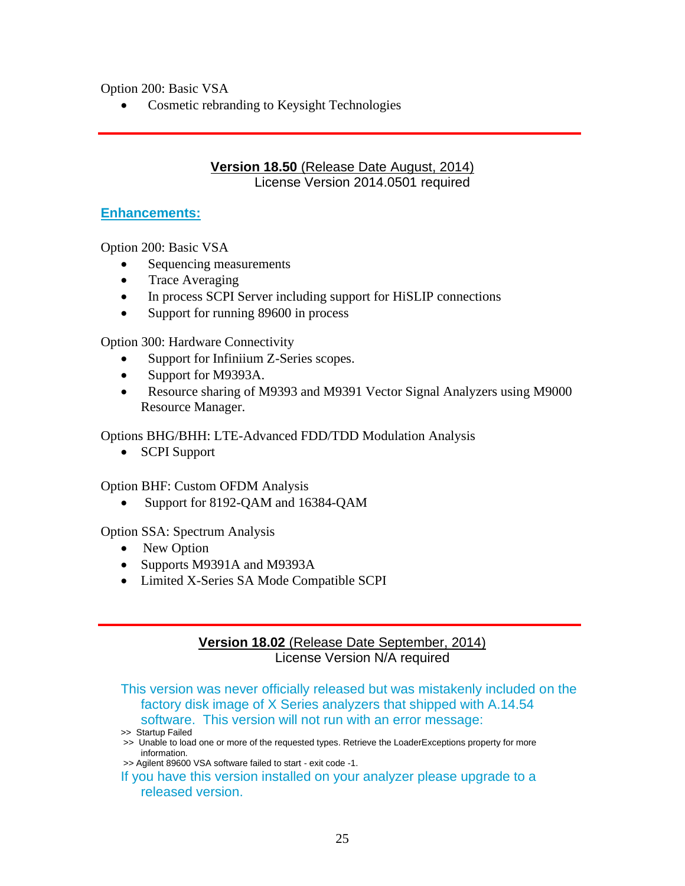Option 200: Basic VSA

- Cosmetic rebranding to Keysight Technologies

---

## **Version 18.50** (Release Date August, 2014)

License Version 2014.0501 required

### Enhancements:

Option 200: Basic VSA

- Sequencing measurements
- Trace Averaging
- In process SCPI Server including support for HiSLIP connections
- Support for running 89600 in process

Option 300: Hardware Connectivity

- Support for Infiniium Z-Series scopes.
- Support for M9393A.
- Resource sharing of M9393 and M9391 Vector Signal Analyzers using M9000 Resource Manager.

Options BHG/BHH: LTE-Advanced FDD/TDD Modulation Analysis

- SCPI Support

Option BHF: Custom OFDM Analysis

- Support for 8192-QAM and 16384-QAM

Option SSA: Spectrum Analysis

- New Option
- Supports M9391A and M9393A
- Limited X-Series SA Mode Compatible SCPI

---

## **Version 18.02** (Release Date September, 2014)

License Version N/A required

This version was never officially released but was mistakenly included on the factory disk image of X Series analyzers that shipped with A.14.54 software. This version will not run with an error message:

>> Startup Failed
>> Unable to load one or more of the requested types. Retrieve the LoaderExceptions property for more information.
>> Agilent 89600 VSA software failed to start - exit code -1.

If you have this version installed on your analyzer please upgrade to a released version.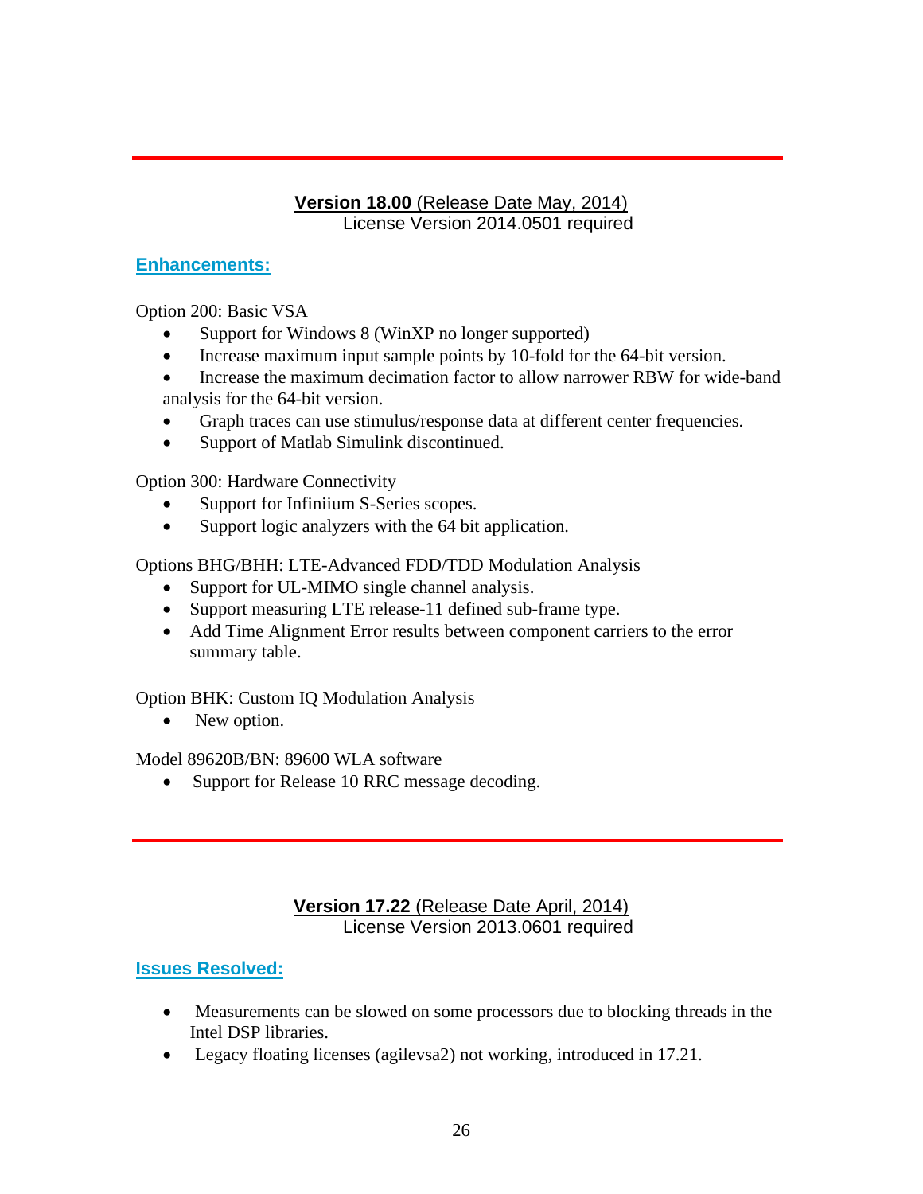---

**Version 18.00** (Release Date May, 2014)
License Version 2014.0501 required

## Enhancements:

Option 200: Basic VSA

- Support for Windows 8 (WinXP no longer supported)
- Increase maximum input sample points by 10-fold for the 64-bit version.
- Increase the maximum decimation factor to allow narrower RBW for wide-band analysis for the 64-bit version.
- Graph traces can use stimulus/response data at different center frequencies.
- Support of Matlab Simulink discontinued.

Option 300: Hardware Connectivity

- Support for Infiniium S-Series scopes.
- Support logic analyzers with the 64 bit application.

Options BHG/BHH: LTE-Advanced FDD/TDD Modulation Analysis

- Support for UL-MIMO single channel analysis.
- Support measuring LTE release-11 defined sub-frame type.
- Add Time Alignment Error results between component carriers to the error summary table.

Option BHK: Custom IQ Modulation Analysis

- New option.

Model 89620B/BN: 89600 WLA software

- Support for Release 10 RRC message decoding.

---

**Version 17.22** (Release Date April, 2014)
License Version 2013.0601 required

## Issues Resolved:

- Measurements can be slowed on some processors due to blocking threads in the Intel DSP libraries.
- Legacy floating licenses (agilevsa2) not working, introduced in 17.21.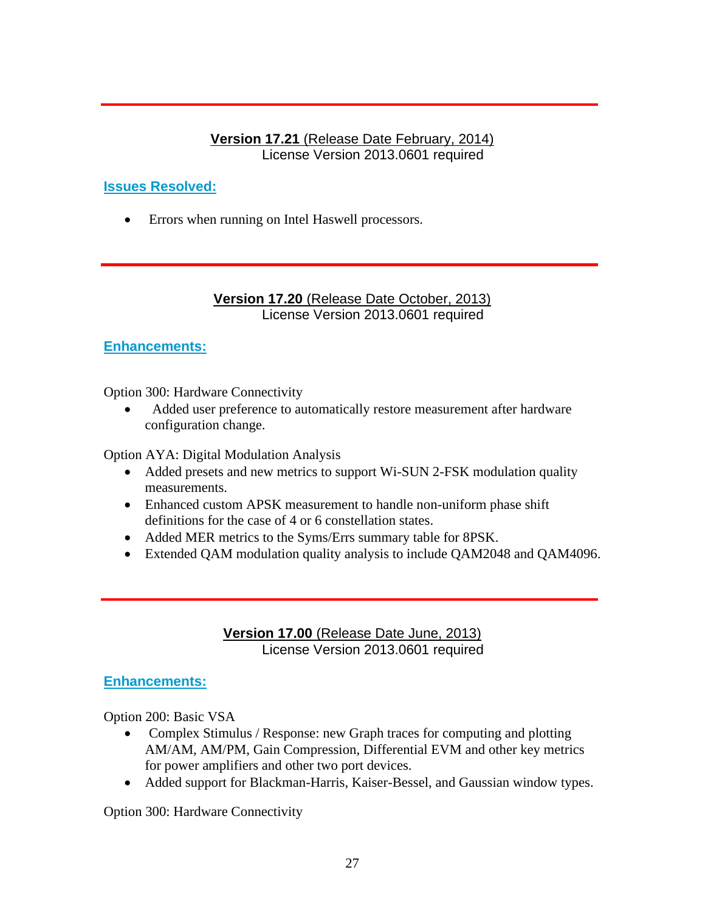---

**Version 17.21** (Release Date February, 2014)
License Version 2013.0601 required

### Issues Resolved:

- Errors when running on Intel Haswell processors.

---

**Version 17.20** (Release Date October, 2013)
License Version 2013.0601 required

### Enhancements:

Option 300: Hardware Connectivity

- Added user preference to automatically restore measurement after hardware configuration change.

Option AYA: Digital Modulation Analysis

- Added presets and new metrics to support Wi-SUN 2-FSK modulation quality measurements.
- Enhanced custom APSK measurement to handle non-uniform phase shift definitions for the case of 4 or 6 constellation states.
- Added MER metrics to the Syms/Errs summary table for 8PSK.
- Extended QAM modulation quality analysis to include QAM2048 and QAM4096.

---

**Version 17.00** (Release Date June, 2013)
License Version 2013.0601 required

### Enhancements:

Option 200: Basic VSA

- Complex Stimulus / Response: new Graph traces for computing and plotting AM/AM, AM/PM, Gain Compression, Differential EVM and other key metrics for power amplifiers and other two port devices.
- Added support for Blackman-Harris, Kaiser-Bessel, and Gaussian window types.

Option 300: Hardware Connectivity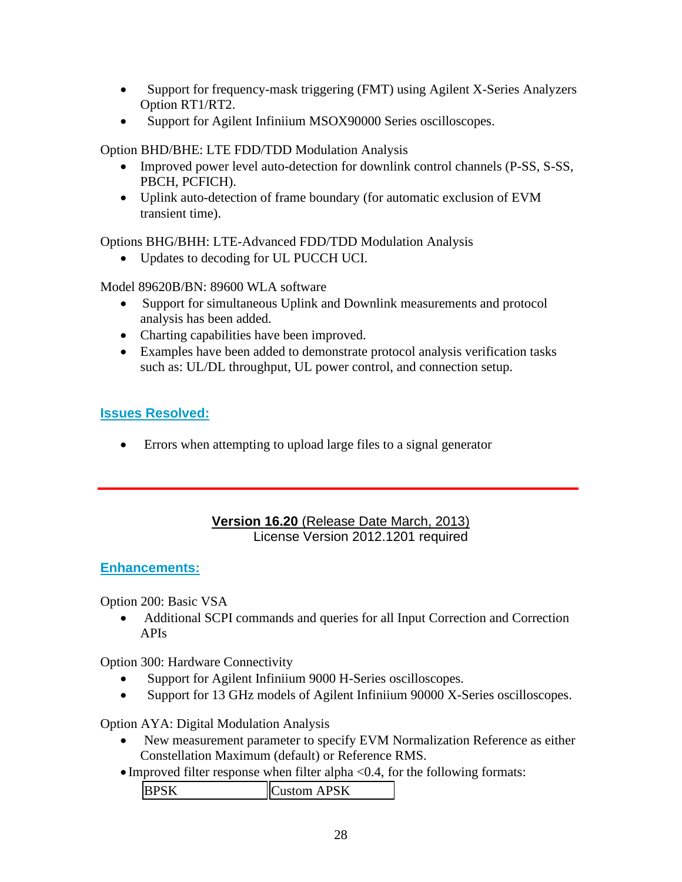- Support for frequency-mask triggering (FMT) using Agilent X-Series Analyzers Option RT1/RT2.
- Support for Agilent Infiniium MSOX90000 Series oscilloscopes.

Option BHD/BHE: LTE FDD/TDD Modulation Analysis

- Improved power level auto-detection for downlink control channels (P-SS, S-SS, PBCH, PCFICH).
- Uplink auto-detection of frame boundary (for automatic exclusion of EVM transient time).

Options BHG/BHH: LTE-Advanced FDD/TDD Modulation Analysis

- Updates to decoding for UL PUCCH UCI.

Model 89620B/BN: 89600 WLA software

- Support for simultaneous Uplink and Downlink measurements and protocol analysis has been added.
- Charting capabilities have been improved.
- Examples have been added to demonstrate protocol analysis verification tasks such as: UL/DL throughput, UL power control, and connection setup.

## Issues Resolved:

- Errors when attempting to upload large files to a signal generator

---

**Version 16.20** (Release Date March, 2013)
License Version 2012.1201 required

## Enhancements:

Option 200: Basic VSA

- Additional SCPI commands and queries for all Input Correction and Correction APIs

Option 300: Hardware Connectivity

- Support for Agilent Infiniium 9000 H-Series oscilloscopes.
- Support for 13 GHz models of Agilent Infiniium 90000 X-Series oscilloscopes.

Option AYA: Digital Modulation Analysis

- New measurement parameter to specify EVM Normalization Reference as either Constellation Maximum (default) or Reference RMS.
- Improved filter response when filter alpha <0.4, for the following formats:

| BPSK | Custom APSK |
|---|---|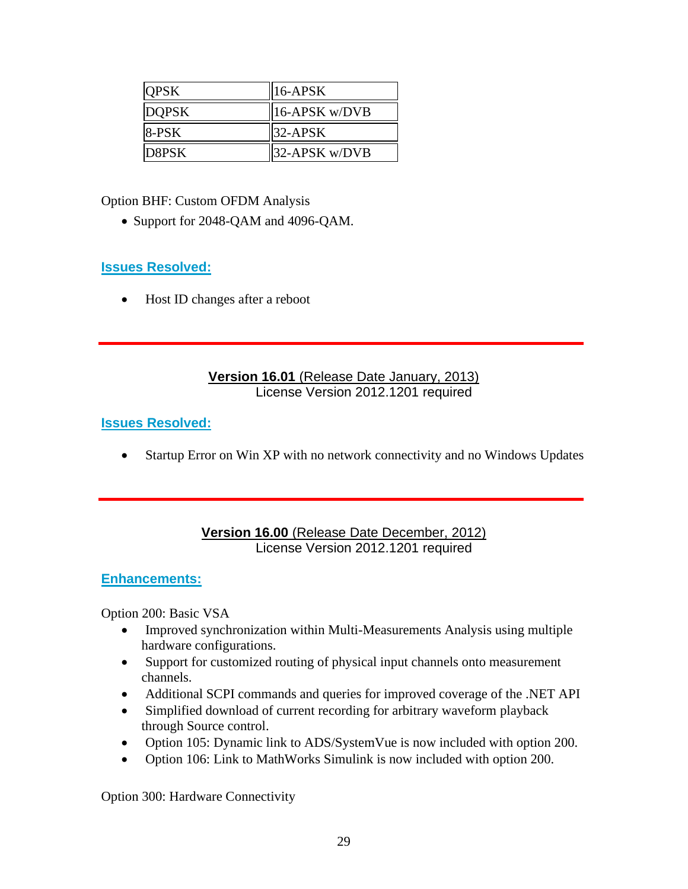| QPSK | 16-APSK |
|---|---|
| DQPSK | 16-APSK w/DVB |
| 8-PSK | 32-APSK |
| D8PSK | 32-APSK w/DVB |

Option BHF: Custom OFDM Analysis

- Support for 2048-QAM and 4096-QAM.

### Issues Resolved:

- Host ID changes after a reboot

---

## Version 16.01 (Release Date January, 2013)

License Version 2012.1201 required

### Issues Resolved:

- Startup Error on Win XP with no network connectivity and no Windows Updates

---

## Version 16.00 (Release Date December, 2012)

License Version 2012.1201 required

### Enhancements:

Option 200: Basic VSA

- Improved synchronization within Multi-Measurements Analysis using multiple hardware configurations.
- Support for customized routing of physical input channels onto measurement channels.
- Additional SCPI commands and queries for improved coverage of the .NET API
- Simplified download of current recording for arbitrary waveform playback through Source control.
- Option 105: Dynamic link to ADS/SystemVue is now included with option 200.
- Option 106: Link to MathWorks Simulink is now included with option 200.

Option 300: Hardware Connectivity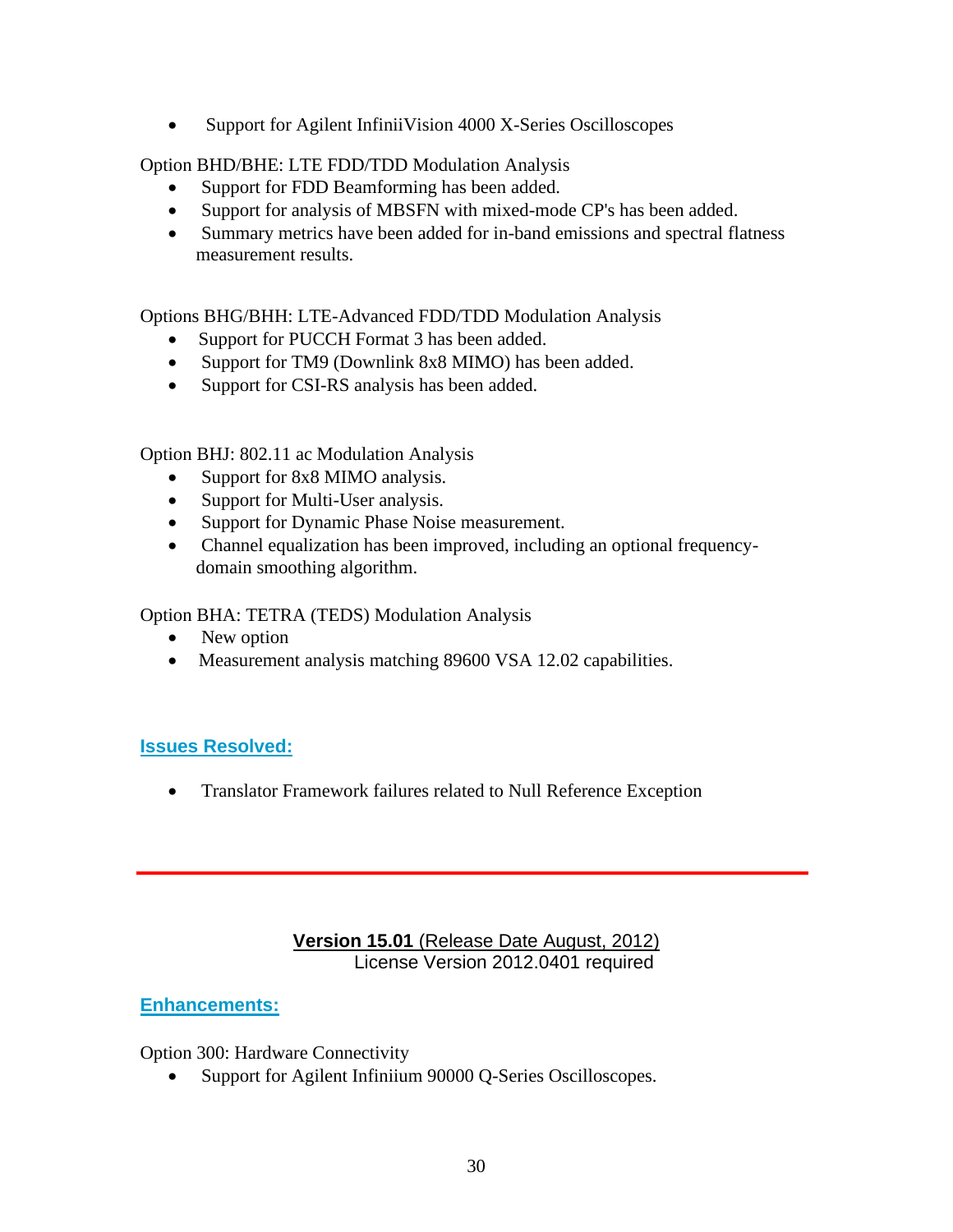- Support for Agilent InfiniiVision 4000 X-Series Oscilloscopes

Option BHD/BHE: LTE FDD/TDD Modulation Analysis

- Support for FDD Beamforming has been added.
- Support for analysis of MBSFN with mixed-mode CP's has been added.
- Summary metrics have been added for in-band emissions and spectral flatness measurement results.

Options BHG/BHH: LTE-Advanced FDD/TDD Modulation Analysis

- Support for PUCCH Format 3 has been added.
- Support for TM9 (Downlink 8x8 MIMO) has been added.
- Support for CSI-RS analysis has been added.

Option BHJ: 802.11 ac Modulation Analysis

- Support for 8x8 MIMO analysis.
- Support for Multi-User analysis.
- Support for Dynamic Phase Noise measurement.
- Channel equalization has been improved, including an optional frequency-domain smoothing algorithm.

Option BHA: TETRA (TEDS) Modulation Analysis

- New option
- Measurement analysis matching 89600 VSA 12.02 capabilities.

## Issues Resolved:

- Translator Framework failures related to Null Reference Exception

---

## **Version 15.01** (Release Date August, 2012)

License Version 2012.0401 required

## Enhancements:

Option 300: Hardware Connectivity

- Support for Agilent Infiniium 90000 Q-Series Oscilloscopes.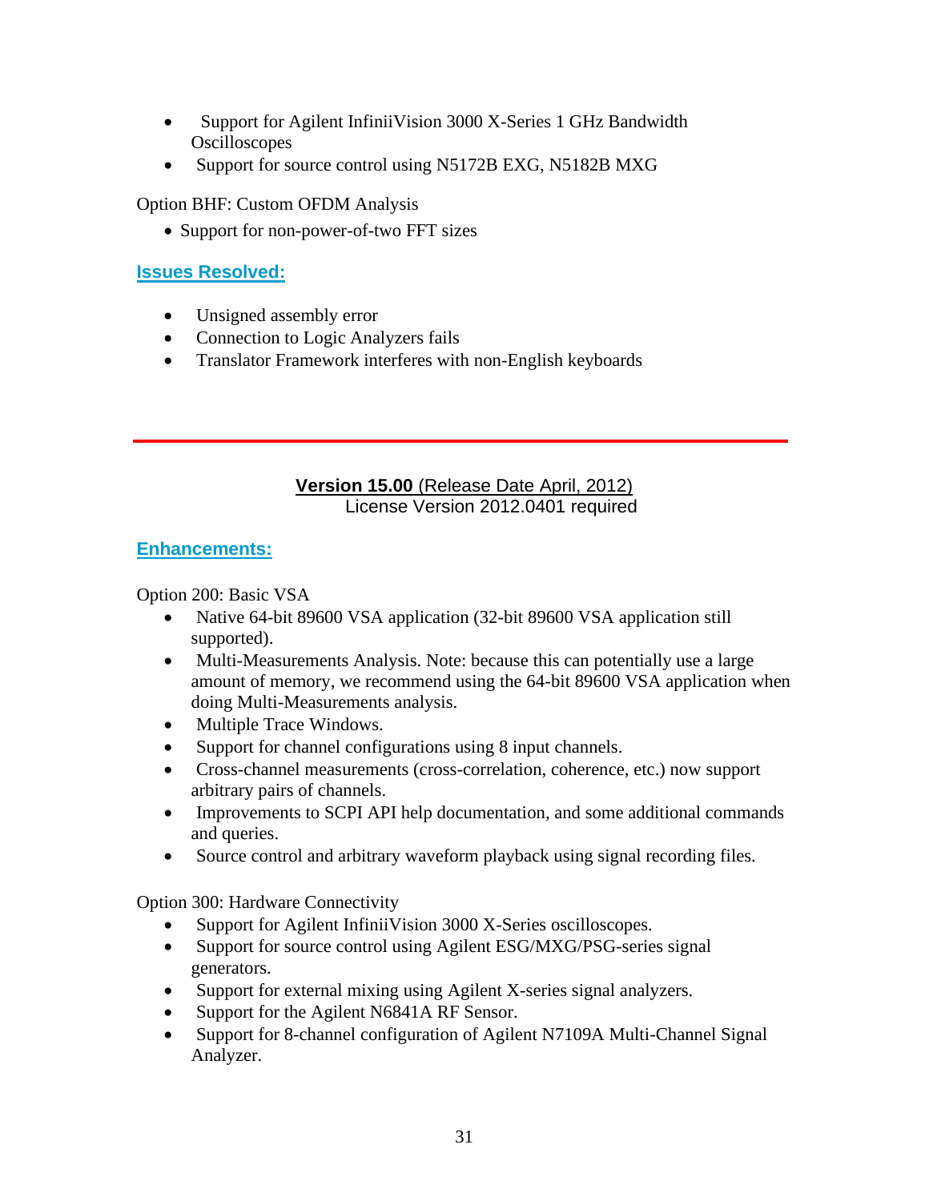- Support for Agilent InfiniiVision 3000 X-Series 1 GHz Bandwidth Oscilloscopes
- Support for source control using N5172B EXG, N5182B MXG

Option BHF: Custom OFDM Analysis

- Support for non-power-of-two FFT sizes

### Issues Resolved:

- Unsigned assembly error
- Connection to Logic Analyzers fails
- Translator Framework interferes with non-English keyboards

---

## **Version 15.00** (Release Date April, 2012)

License Version 2012.0401 required

### Enhancements:

Option 200: Basic VSA

- Native 64-bit 89600 VSA application (32-bit 89600 VSA application still supported).
- Multi-Measurements Analysis. Note: because this can potentially use a large amount of memory, we recommend using the 64-bit 89600 VSA application when doing Multi-Measurements analysis.
- Multiple Trace Windows.
- Support for channel configurations using 8 input channels.
- Cross-channel measurements (cross-correlation, coherence, etc.) now support arbitrary pairs of channels.
- Improvements to SCPI API help documentation, and some additional commands and queries.
- Source control and arbitrary waveform playback using signal recording files.

Option 300: Hardware Connectivity

- Support for Agilent InfiniiVision 3000 X-Series oscilloscopes.
- Support for source control using Agilent ESG/MXG/PSG-series signal generators.
- Support for external mixing using Agilent X-series signal analyzers.
- Support for the Agilent N6841A RF Sensor.
- Support for 8-channel configuration of Agilent N7109A Multi-Channel Signal Analyzer.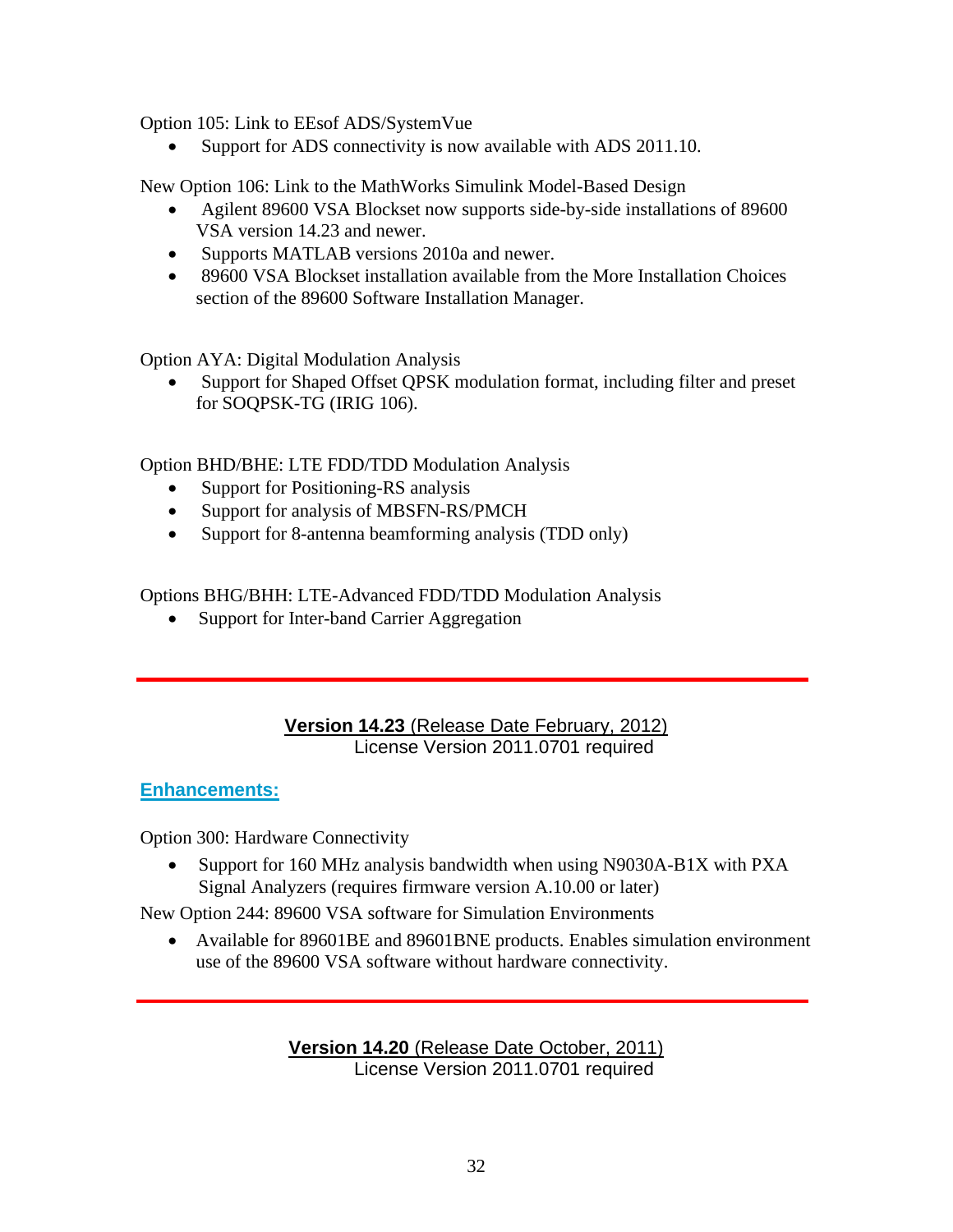Option 105: Link to EEsof ADS/SystemVue

- Support for ADS connectivity is now available with ADS 2011.10.

New Option 106: Link to the MathWorks Simulink Model-Based Design

- Agilent 89600 VSA Blockset now supports side-by-side installations of 89600 VSA version 14.23 and newer.
- Supports MATLAB versions 2010a and newer.
- 89600 VSA Blockset installation available from the More Installation Choices section of the 89600 Software Installation Manager.

Option AYA: Digital Modulation Analysis

- Support for Shaped Offset QPSK modulation format, including filter and preset for SOQPSK-TG (IRIG 106).

Option BHD/BHE: LTE FDD/TDD Modulation Analysis

- Support for Positioning-RS analysis
- Support for analysis of MBSFN-RS/PMCH
- Support for 8-antenna beamforming analysis (TDD only)

Options BHG/BHH: LTE-Advanced FDD/TDD Modulation Analysis

- Support for Inter-band Carrier Aggregation

---

## **Version 14.23** (Release Date February, 2012)

License Version 2011.0701 required

### Enhancements:

Option 300: Hardware Connectivity

- Support for 160 MHz analysis bandwidth when using N9030A-B1X with PXA Signal Analyzers (requires firmware version A.10.00 or later)

New Option 244: 89600 VSA software for Simulation Environments

- Available for 89601BE and 89601BNE products. Enables simulation environment use of the 89600 VSA software without hardware connectivity.

---

## **Version 14.20** (Release Date October, 2011)

License Version 2011.0701 required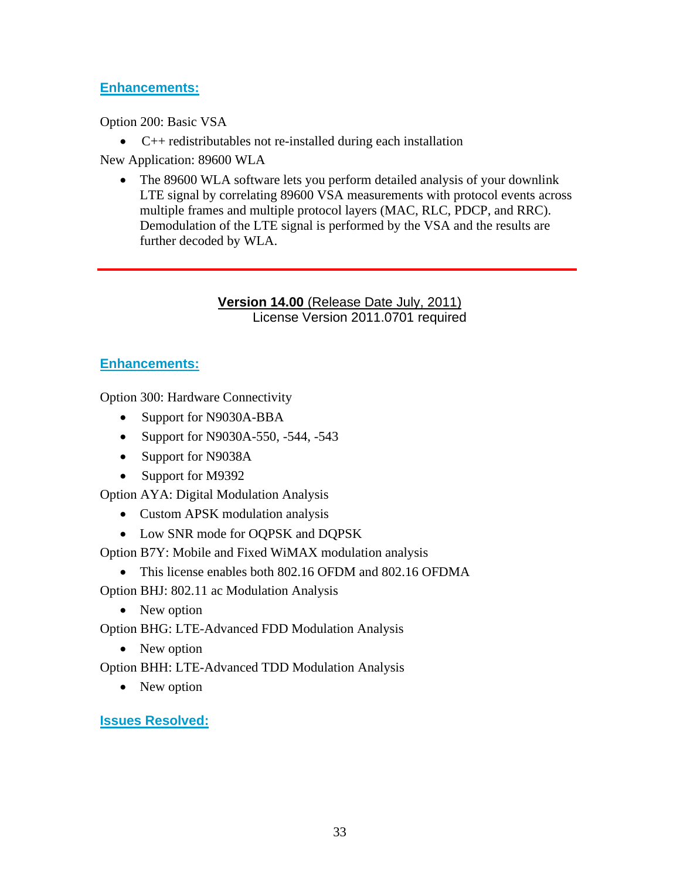### Enhancements:

Option 200: Basic VSA

- C++ redistributables not re-installed during each installation

New Application: 89600 WLA

- The 89600 WLA software lets you perform detailed analysis of your downlink LTE signal by correlating 89600 VSA measurements with protocol events across multiple frames and multiple protocol layers (MAC, RLC, PDCP, and RRC). Demodulation of the LTE signal is performed by the VSA and the results are further decoded by WLA.

---

## **Version 14.00** (Release Date July, 2011)

License Version 2011.0701 required

### Enhancements:

Option 300: Hardware Connectivity

- Support for N9030A-BBA
- Support for N9030A-550, -544, -543
- Support for N9038A
- Support for M9392

Option AYA: Digital Modulation Analysis

- Custom APSK modulation analysis
- Low SNR mode for OQPSK and DQPSK

Option B7Y: Mobile and Fixed WiMAX modulation analysis

- This license enables both 802.16 OFDM and 802.16 OFDMA

Option BHJ: 802.11 ac Modulation Analysis

- New option

Option BHG: LTE-Advanced FDD Modulation Analysis

- New option

Option BHH: LTE-Advanced TDD Modulation Analysis

- New option

### Issues Resolved: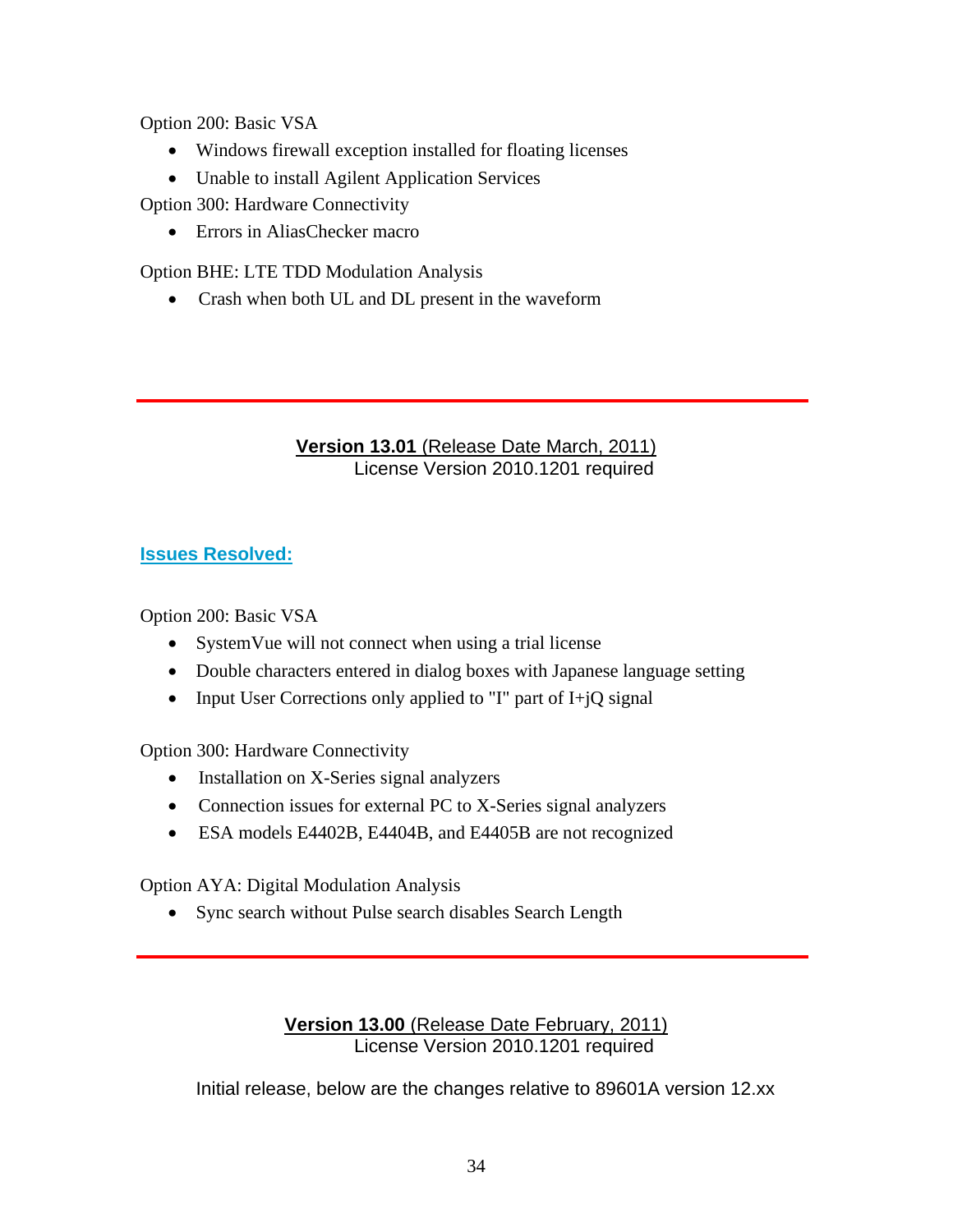Option 200: Basic VSA

- Windows firewall exception installed for floating licenses
- Unable to install Agilent Application Services

Option 300: Hardware Connectivity

- Errors in AliasChecker macro

Option BHE: LTE TDD Modulation Analysis

- Crash when both UL and DL present in the waveform

---

## **Version 13.01** (Release Date March, 2011)

License Version 2010.1201 required

### Issues Resolved:

Option 200: Basic VSA

- SystemVue will not connect when using a trial license
- Double characters entered in dialog boxes with Japanese language setting
- Input User Corrections only applied to "I" part of I+jQ signal

Option 300: Hardware Connectivity

- Installation on X-Series signal analyzers
- Connection issues for external PC to X-Series signal analyzers
- ESA models E4402B, E4404B, and E4405B are not recognized

Option AYA: Digital Modulation Analysis

- Sync search without Pulse search disables Search Length

---

## **Version 13.00** (Release Date February, 2011)

License Version 2010.1201 required

Initial release, below are the changes relative to 89601A version 12.xx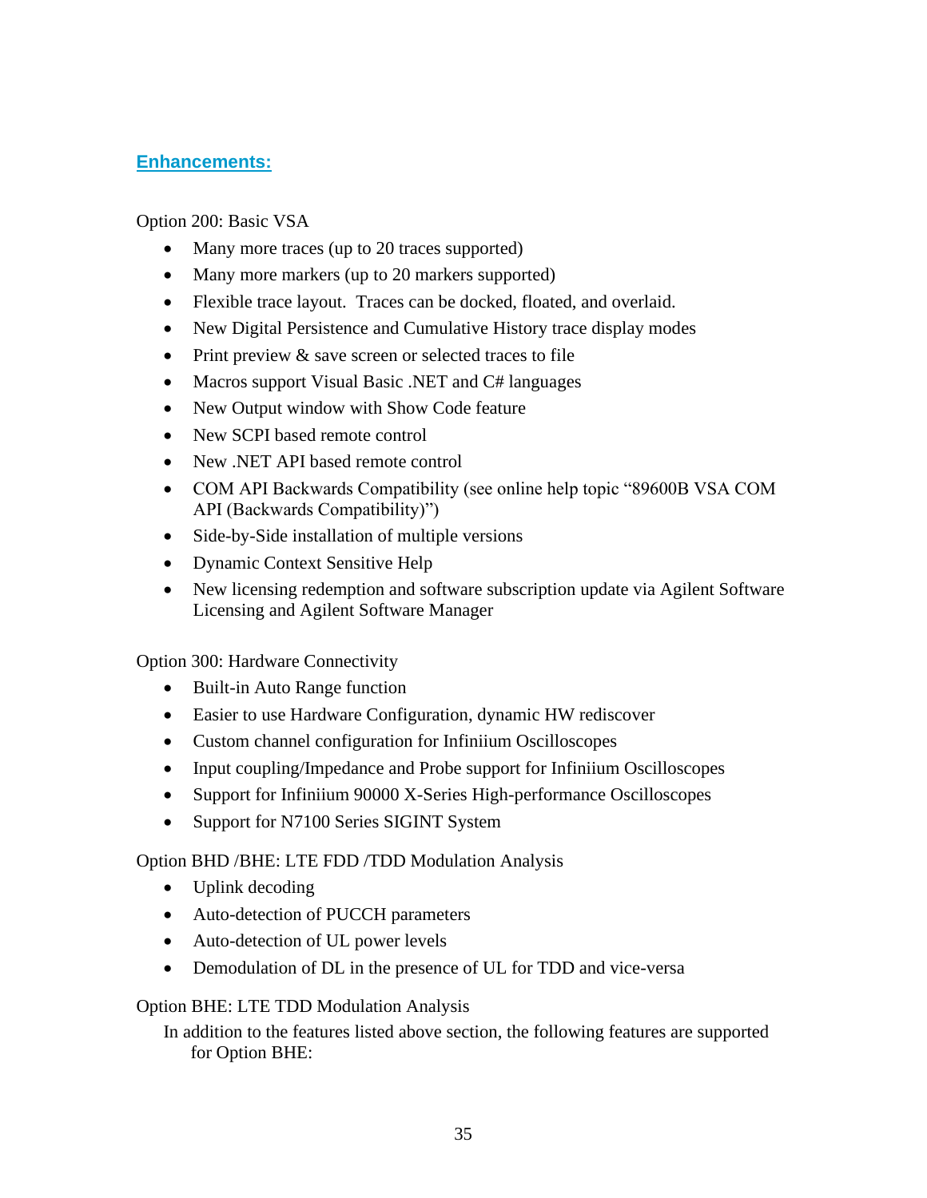## Enhancements:

Option 200: Basic VSA

- Many more traces (up to 20 traces supported)
- Many more markers (up to 20 markers supported)
- Flexible trace layout. Traces can be docked, floated, and overlaid.
- New Digital Persistence and Cumulative History trace display modes
- Print preview & save screen or selected traces to file
- Macros support Visual Basic .NET and C# languages
- New Output window with Show Code feature
- New SCPI based remote control
- New .NET API based remote control
- COM API Backwards Compatibility (see online help topic "89600B VSA COM API (Backwards Compatibility)")
- Side-by-Side installation of multiple versions
- Dynamic Context Sensitive Help
- New licensing redemption and software subscription update via Agilent Software Licensing and Agilent Software Manager

Option 300: Hardware Connectivity

- Built-in Auto Range function
- Easier to use Hardware Configuration, dynamic HW rediscover
- Custom channel configuration for Infiniium Oscilloscopes
- Input coupling/Impedance and Probe support for Infiniium Oscilloscopes
- Support for Infiniium 90000 X-Series High-performance Oscilloscopes
- Support for N7100 Series SIGINT System

Option BHD /BHE: LTE FDD /TDD Modulation Analysis

- Uplink decoding
- Auto-detection of PUCCH parameters
- Auto-detection of UL power levels
- Demodulation of DL in the presence of UL for TDD and vice-versa

Option BHE: LTE TDD Modulation Analysis

In addition to the features listed above section, the following features are supported for Option BHE: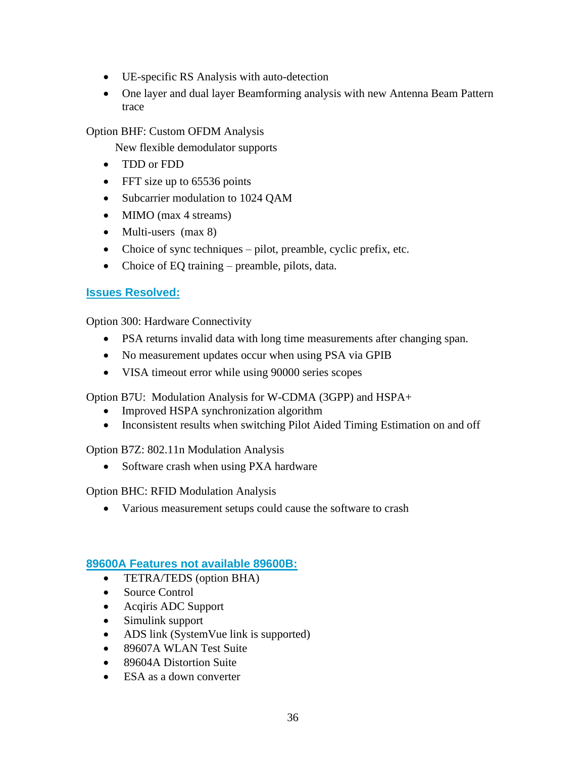- UE-specific RS Analysis with auto-detection
- One layer and dual layer Beamforming analysis with new Antenna Beam Pattern trace

Option BHF: Custom OFDM Analysis

New flexible demodulator supports

- TDD or FDD
- FFT size up to 65536 points
- Subcarrier modulation to 1024 QAM
- MIMO (max 4 streams)
- Multi-users (max 8)
- Choice of sync techniques – pilot, preamble, cyclic prefix, etc.
- Choice of EQ training – preamble, pilots, data.

## Issues Resolved:

Option 300: Hardware Connectivity

- PSA returns invalid data with long time measurements after changing span.
- No measurement updates occur when using PSA via GPIB
- VISA timeout error while using 90000 series scopes

Option B7U: Modulation Analysis for W-CDMA (3GPP) and HSPA+

- Improved HSPA synchronization algorithm
- Inconsistent results when switching Pilot Aided Timing Estimation on and off

Option B7Z: 802.11n Modulation Analysis

- Software crash when using PXA hardware

Option BHC: RFID Modulation Analysis

- Various measurement setups could cause the software to crash

## 89600A Features not available 89600B:

- TETRA/TEDS (option BHA)
- Source Control
- Acqiris ADC Support
- Simulink support
- ADS link (SystemVue link is supported)
- 89607A WLAN Test Suite
- 89604A Distortion Suite
- ESA as a down converter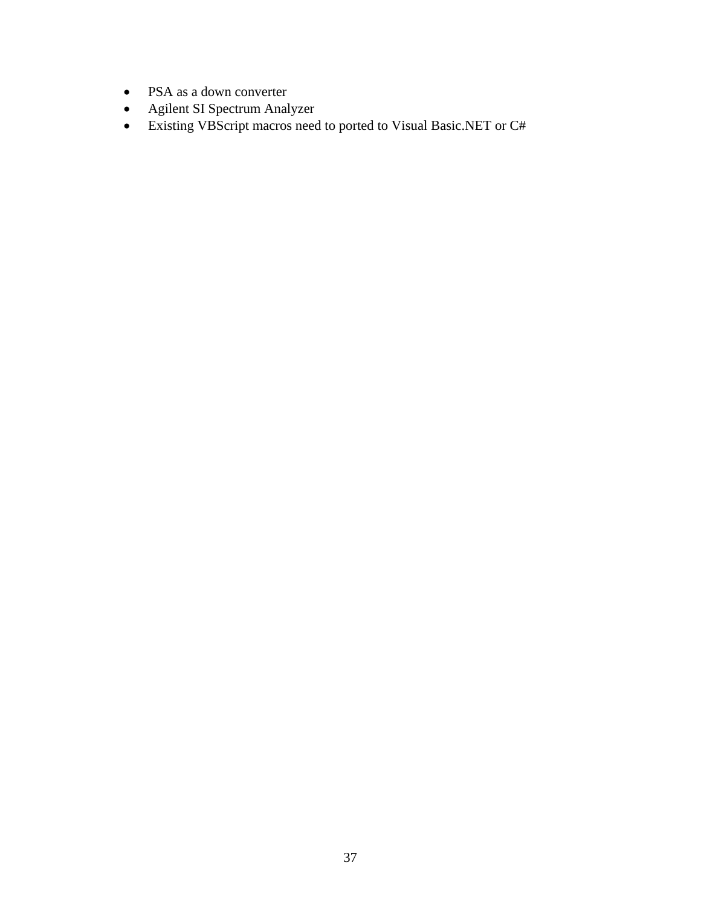- PSA as a down converter
- Agilent SI Spectrum Analyzer
- Existing VBScript macros need to ported to Visual Basic.NET or C#